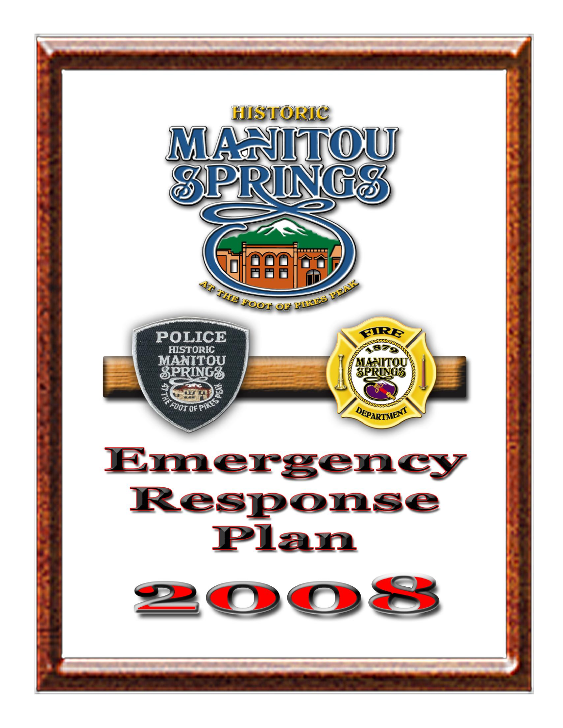HISTORIC

MANITOU SPRINGS

AT THE FOOT OF PIKES PEAK

POLICE HISTORIC MANITOU SPRINGS AT THE FOOT OF PIKES PEAK

FIRE 1879 MANITOU SPRINGS DEPARTMENT

# Emergency Response Plan

# 2008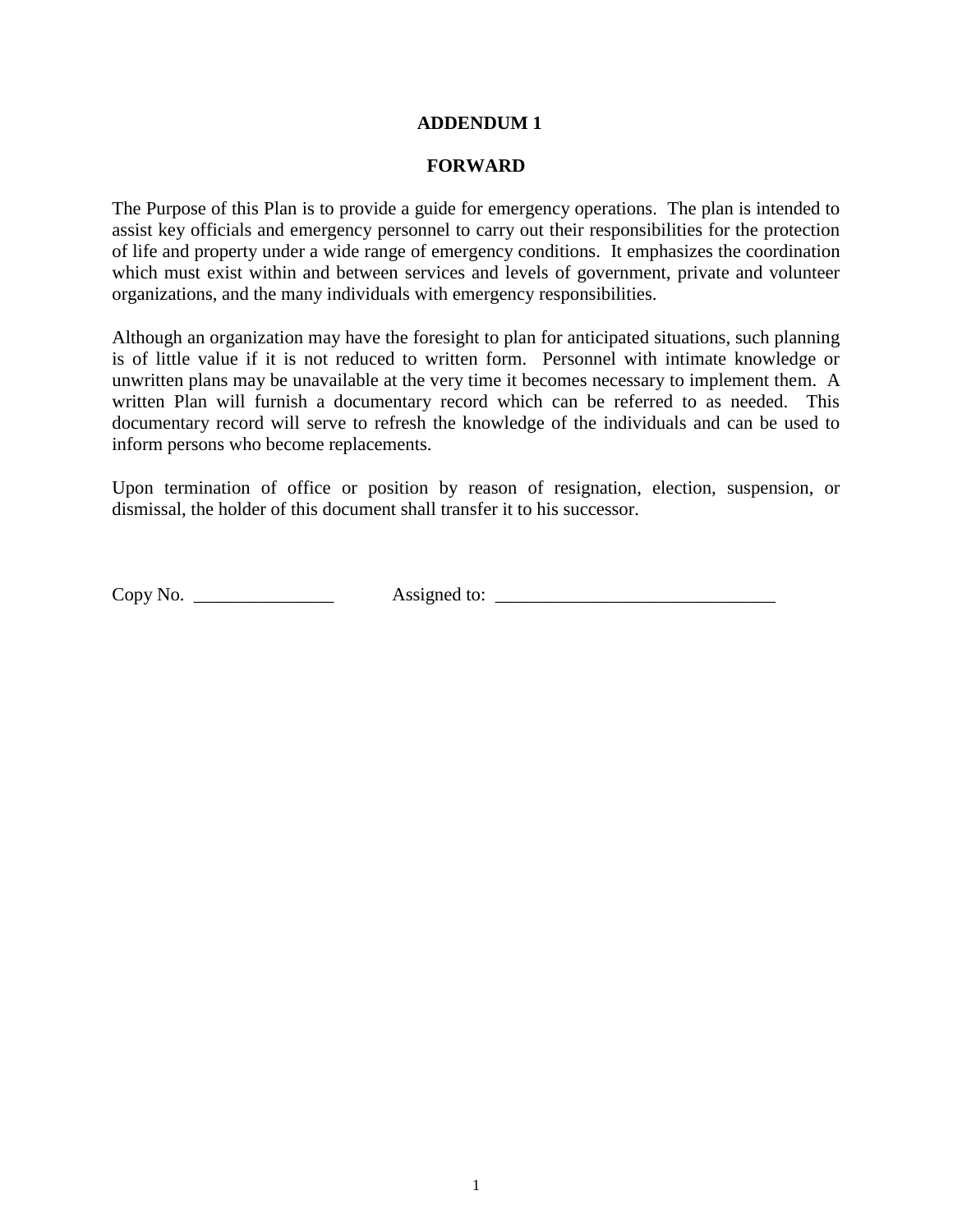# ADDENDUM 1

## FORWARD

The Purpose of this Plan is to provide a guide for emergency operations. The plan is intended to assist key officials and emergency personnel to carry out their responsibilities for the protection of life and property under a wide range of emergency conditions. It emphasizes the coordination which must exist within and between services and levels of government, private and volunteer organizations, and the many individuals with emergency responsibilities.

Although an organization may have the foresight to plan for anticipated situations, such planning is of little value if it is not reduced to written form. Personnel with intimate knowledge or unwritten plans may be unavailable at the very time it becomes necessary to implement them. A written Plan will furnish a documentary record which can be referred to as needed. This documentary record will serve to refresh the knowledge of the individuals and can be used to inform persons who become replacements.

Upon termination of office or position by reason of resignation, election, suspension, or dismissal, the holder of this document shall transfer it to his successor.

Copy No. _______________ Assigned to: ______________________________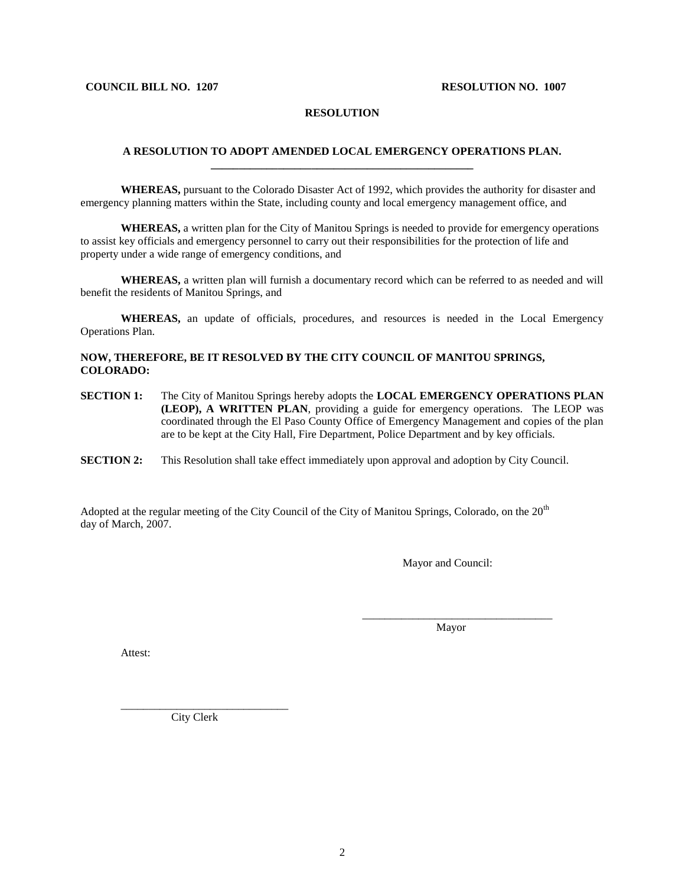**COUNCIL BILL NO. 1207** **RESOLUTION NO. 1007**

**RESOLUTION**

**A RESOLUTION TO ADOPT AMENDED LOCAL EMERGENCY OPERATIONS PLAN.**

**WHEREAS,** pursuant to the Colorado Disaster Act of 1992, which provides the authority for disaster and emergency planning matters within the State, including county and local emergency management office, and

**WHEREAS,** a written plan for the City of Manitou Springs is needed to provide for emergency operations to assist key officials and emergency personnel to carry out their responsibilities for the protection of life and property under a wide range of emergency conditions, and

**WHEREAS,** a written plan will furnish a documentary record which can be referred to as needed and will benefit the residents of Manitou Springs, and

**WHEREAS,** an update of officials, procedures, and resources is needed in the Local Emergency Operations Plan.

**NOW, THEREFORE, BE IT RESOLVED BY THE CITY COUNCIL OF MANITOU SPRINGS, COLORADO:**

**SECTION 1:** The City of Manitou Springs hereby adopts the **LOCAL EMERGENCY OPERATIONS PLAN (LEOP), A WRITTEN PLAN**, providing a guide for emergency operations. The LEOP was coordinated through the El Paso County Office of Emergency Management and copies of the plan are to be kept at the City Hall, Fire Department, Police Department and by key officials.

**SECTION 2:** This Resolution shall take effect immediately upon approval and adoption by City Council.

Adopted at the regular meeting of the City Council of the City of Manitou Springs, Colorado, on the 20th day of March, 2007.

Mayor and Council:

\_\_\_\_\_\_\_\_\_\_\_\_\_\_\_\_\_\_\_\_\_\_\_\_\_\_\_\_\_\_\_\_\_\_
Mayor

Attest:

\_\_\_\_\_\_\_\_\_\_\_\_\_\_\_\_\_\_\_\_\_\_\_\_\_\_\_\_\_\_
City Clerk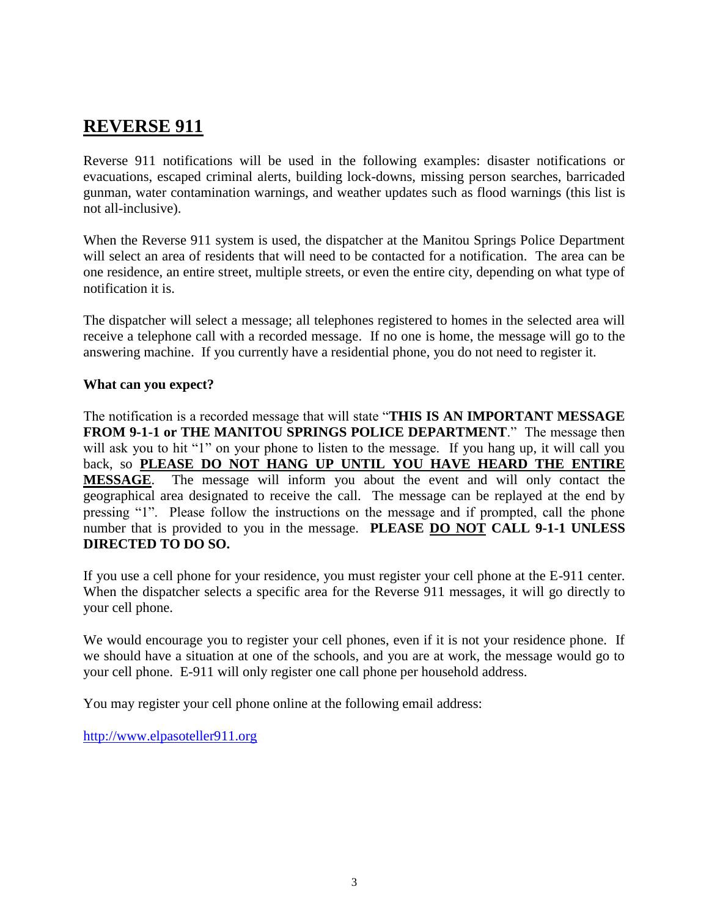# REVERSE 911

Reverse 911 notifications will be used in the following examples: disaster notifications or evacuations, escaped criminal alerts, building lock-downs, missing person searches, barricaded gunman, water contamination warnings, and weather updates such as flood warnings (this list is not all-inclusive).

When the Reverse 911 system is used, the dispatcher at the Manitou Springs Police Department will select an area of residents that will need to be contacted for a notification. The area can be one residence, an entire street, multiple streets, or even the entire city, depending on what type of notification it is.

The dispatcher will select a message; all telephones registered to homes in the selected area will receive a telephone call with a recorded message. If no one is home, the message will go to the answering machine. If you currently have a residential phone, you do not need to register it.

**What can you expect?**

The notification is a recorded message that will state "**THIS IS AN IMPORTANT MESSAGE FROM 9-1-1 or THE MANITOU SPRINGS POLICE DEPARTMENT**." The message then will ask you to hit "1" on your phone to listen to the message. If you hang up, it will call you back, so <u>**PLEASE DO NOT HANG UP UNTIL YOU HAVE HEARD THE ENTIRE MESSAGE**</u>. The message will inform you about the event and will only contact the geographical area designated to receive the call. The message can be replayed at the end by pressing "1". Please follow the instructions on the message and if prompted, call the phone number that is provided to you in the message. **PLEASE <u>DO NOT</u> CALL 9-1-1 UNLESS DIRECTED TO DO SO.**

If you use a cell phone for your residence, you must register your cell phone at the E-911 center. When the dispatcher selects a specific area for the Reverse 911 messages, it will go directly to your cell phone.

We would encourage you to register your cell phones, even if it is not your residence phone. If we should have a situation at one of the schools, and you are at work, the message would go to your cell phone. E-911 will only register one call phone per household address.

You may register your cell phone online at the following email address:

http://www.elpasoteller911.org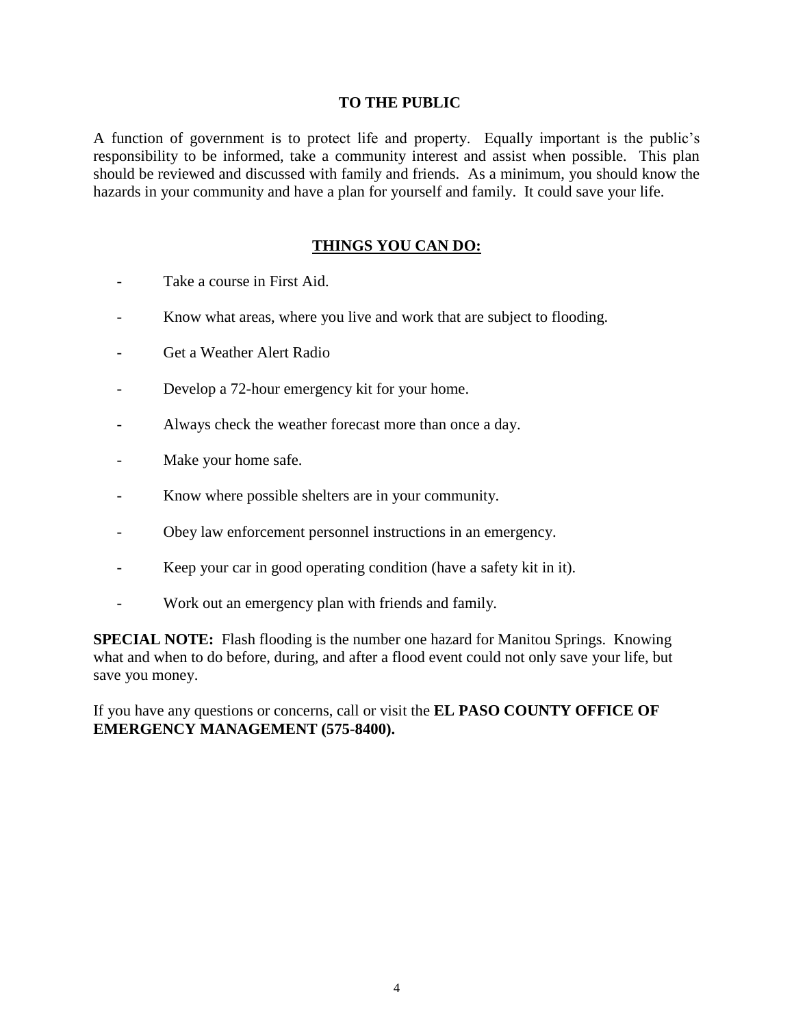## TO THE PUBLIC

A function of government is to protect life and property. Equally important is the public's responsibility to be informed, take a community interest and assist when possible. This plan should be reviewed and discussed with family and friends. As a minimum, you should know the hazards in your community and have a plan for yourself and family. It could save your life.

### THINGS YOU CAN DO:

- Take a course in First Aid.
- Know what areas, where you live and work that are subject to flooding.
- Get a Weather Alert Radio
- Develop a 72-hour emergency kit for your home.
- Always check the weather forecast more than once a day.
- Make your home safe.
- Know where possible shelters are in your community.
- Obey law enforcement personnel instructions in an emergency.
- Keep your car in good operating condition (have a safety kit in it).
- Work out an emergency plan with friends and family.

**SPECIAL NOTE:** Flash flooding is the number one hazard for Manitou Springs. Knowing what and when to do before, during, and after a flood event could not only save your life, but save you money.

If you have any questions or concerns, call or visit the **EL PASO COUNTY OFFICE OF EMERGENCY MANAGEMENT (575-8400).**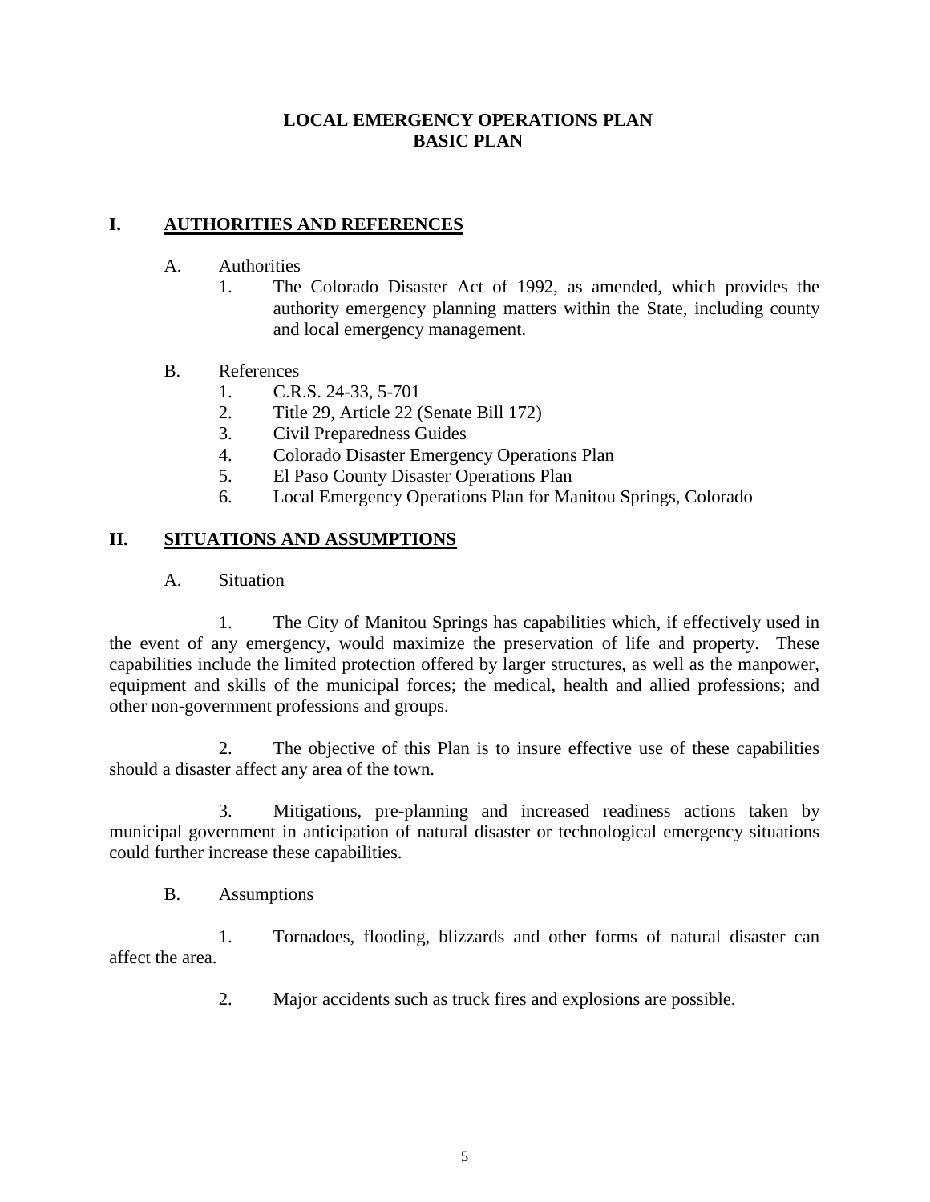# LOCAL EMERGENCY OPERATIONS PLAN
# BASIC PLAN

## I. AUTHORITIES AND REFERENCES

A. Authorities

1. The Colorado Disaster Act of 1992, as amended, which provides the authority emergency planning matters within the State, including county and local emergency management.

B. References

1. C.R.S. 24-33, 5-701
2. Title 29, Article 22 (Senate Bill 172)
3. Civil Preparedness Guides
4. Colorado Disaster Emergency Operations Plan
5. El Paso County Disaster Operations Plan
6. Local Emergency Operations Plan for Manitou Springs, Colorado

## II. SITUATIONS AND ASSUMPTIONS

A. Situation

1. The City of Manitou Springs has capabilities which, if effectively used in the event of any emergency, would maximize the preservation of life and property. These capabilities include the limited protection offered by larger structures, as well as the manpower, equipment and skills of the municipal forces; the medical, health and allied professions; and other non-government professions and groups.

2. The objective of this Plan is to insure effective use of these capabilities should a disaster affect any area of the town.

3. Mitigations, pre-planning and increased readiness actions taken by municipal government in anticipation of natural disaster or technological emergency situations could further increase these capabilities.

B. Assumptions

1. Tornadoes, flooding, blizzards and other forms of natural disaster can affect the area.

2. Major accidents such as truck fires and explosions are possible.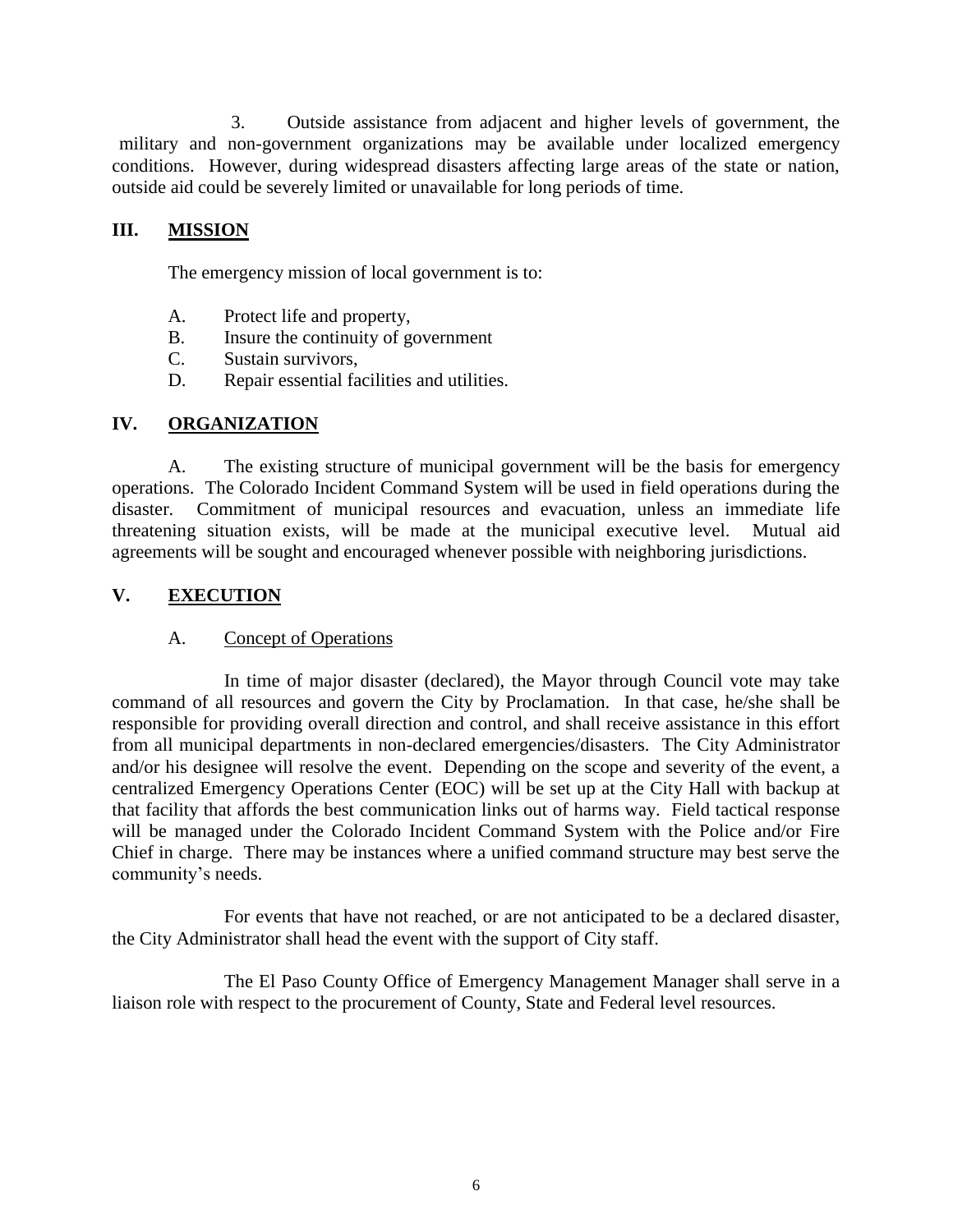3. Outside assistance from adjacent and higher levels of government, the military and non-government organizations may be available under localized emergency conditions. However, during widespread disasters affecting large areas of the state or nation, outside aid could be severely limited or unavailable for long periods of time.

## III. MISSION

The emergency mission of local government is to:

A. Protect life and property,
B. Insure the continuity of government
C. Sustain survivors,
D. Repair essential facilities and utilities.

## IV. ORGANIZATION

A. The existing structure of municipal government will be the basis for emergency operations. The Colorado Incident Command System will be used in field operations during the disaster. Commitment of municipal resources and evacuation, unless an immediate life threatening situation exists, will be made at the municipal executive level. Mutual aid agreements will be sought and encouraged whenever possible with neighboring jurisdictions.

## V. EXECUTION

### A. Concept of Operations

In time of major disaster (declared), the Mayor through Council vote may take command of all resources and govern the City by Proclamation. In that case, he/she shall be responsible for providing overall direction and control, and shall receive assistance in this effort from all municipal departments in non-declared emergencies/disasters. The City Administrator and/or his designee will resolve the event. Depending on the scope and severity of the event, a centralized Emergency Operations Center (EOC) will be set up at the City Hall with backup at that facility that affords the best communication links out of harms way. Field tactical response will be managed under the Colorado Incident Command System with the Police and/or Fire Chief in charge. There may be instances where a unified command structure may best serve the community's needs.

For events that have not reached, or are not anticipated to be a declared disaster, the City Administrator shall head the event with the support of City staff.

The El Paso County Office of Emergency Management Manager shall serve in a liaison role with respect to the procurement of County, State and Federal level resources.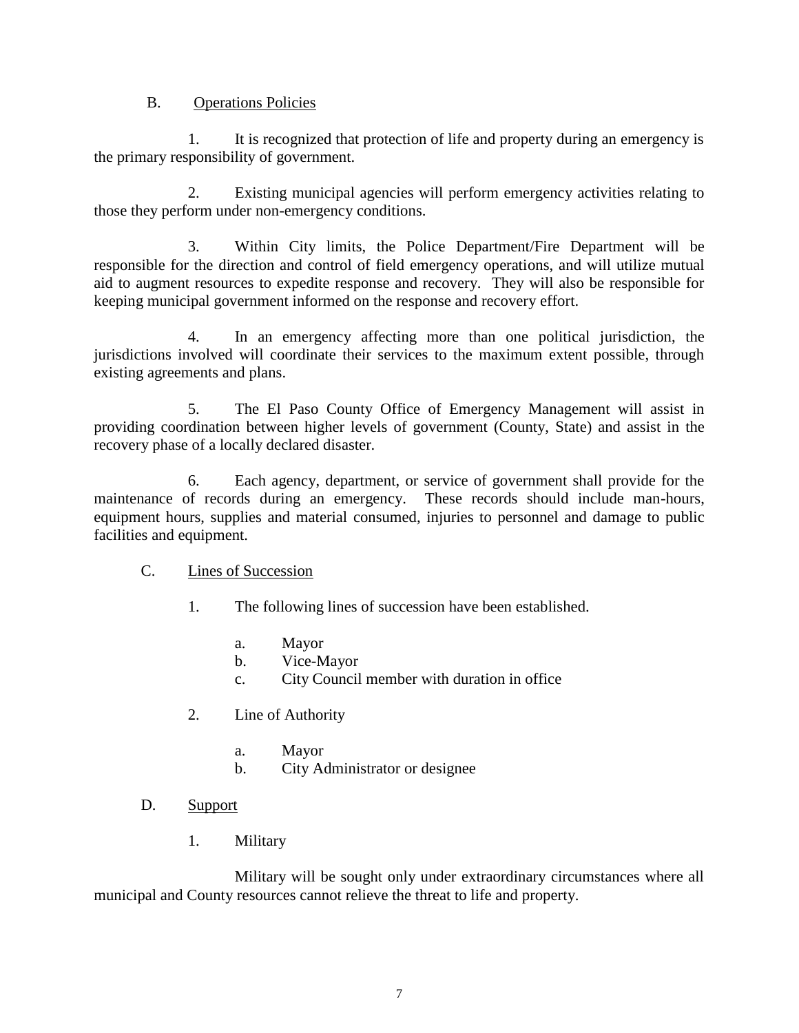B. Operations Policies

1. It is recognized that protection of life and property during an emergency is the primary responsibility of government.

2. Existing municipal agencies will perform emergency activities relating to those they perform under non-emergency conditions.

3. Within City limits, the Police Department/Fire Department will be responsible for the direction and control of field emergency operations, and will utilize mutual aid to augment resources to expedite response and recovery. They will also be responsible for keeping municipal government informed on the response and recovery effort.

4. In an emergency affecting more than one political jurisdiction, the jurisdictions involved will coordinate their services to the maximum extent possible, through existing agreements and plans.

5. The El Paso County Office of Emergency Management will assist in providing coordination between higher levels of government (County, State) and assist in the recovery phase of a locally declared disaster.

6. Each agency, department, or service of government shall provide for the maintenance of records during an emergency. These records should include man-hours, equipment hours, supplies and material consumed, injuries to personnel and damage to public facilities and equipment.

C. Lines of Succession

1. The following lines of succession have been established.

   a. Mayor
   b. Vice-Mayor
   c. City Council member with duration in office

2. Line of Authority

   a. Mayor
   b. City Administrator or designee

D. Support

1. Military

Military will be sought only under extraordinary circumstances where all municipal and County resources cannot relieve the threat to life and property.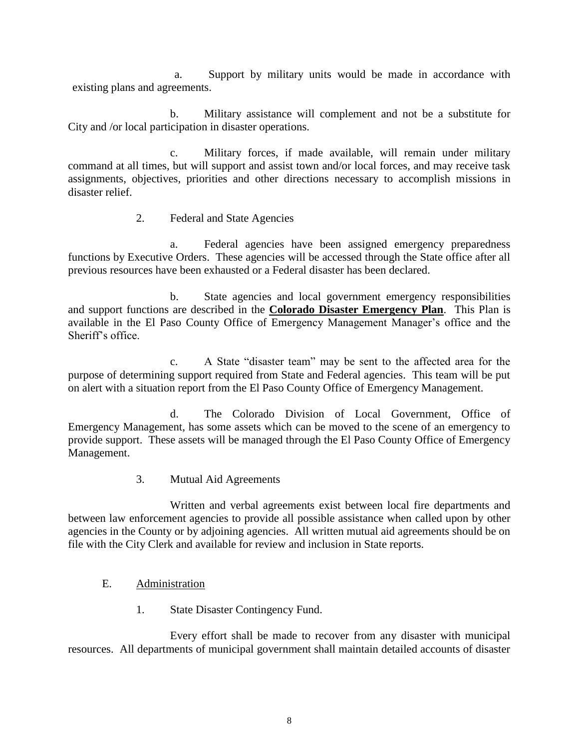a. Support by military units would be made in accordance with existing plans and agreements.

b. Military assistance will complement and not be a substitute for City and /or local participation in disaster operations.

c. Military forces, if made available, will remain under military command at all times, but will support and assist town and/or local forces, and may receive task assignments, objectives, priorities and other directions necessary to accomplish missions in disaster relief.

2. Federal and State Agencies

a. Federal agencies have been assigned emergency preparedness functions by Executive Orders. These agencies will be accessed through the State office after all previous resources have been exhausted or a Federal disaster has been declared.

b. State agencies and local government emergency responsibilities and support functions are described in the **Colorado Disaster Emergency Plan**. This Plan is available in the El Paso County Office of Emergency Management Manager's office and the Sheriff's office.

c. A State "disaster team" may be sent to the affected area for the purpose of determining support required from State and Federal agencies. This team will be put on alert with a situation report from the El Paso County Office of Emergency Management.

d. The Colorado Division of Local Government, Office of Emergency Management, has some assets which can be moved to the scene of an emergency to provide support. These assets will be managed through the El Paso County Office of Emergency Management.

3. Mutual Aid Agreements

Written and verbal agreements exist between local fire departments and between law enforcement agencies to provide all possible assistance when called upon by other agencies in the County or by adjoining agencies. All written mutual aid agreements should be on file with the City Clerk and available for review and inclusion in State reports.

E. Administration

1. State Disaster Contingency Fund.

Every effort shall be made to recover from any disaster with municipal resources. All departments of municipal government shall maintain detailed accounts of disaster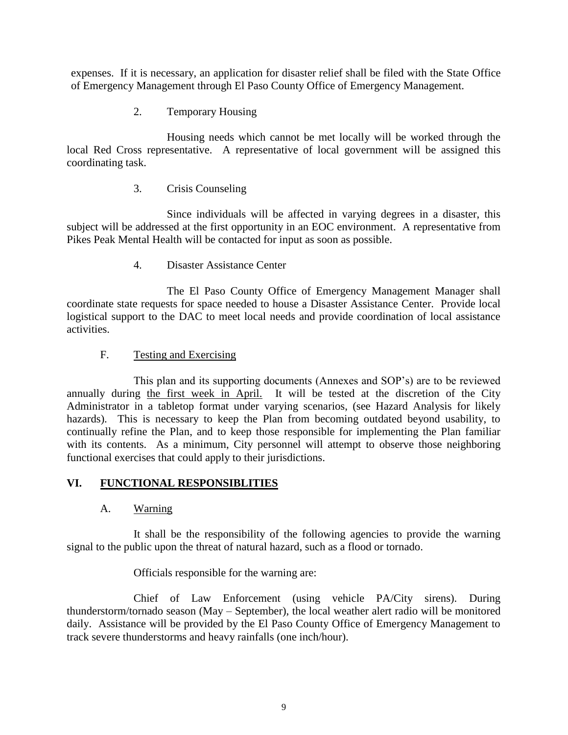expenses. If it is necessary, an application for disaster relief shall be filed with the State Office of Emergency Management through El Paso County Office of Emergency Management.

2. Temporary Housing

Housing needs which cannot be met locally will be worked through the local Red Cross representative. A representative of local government will be assigned this coordinating task.

3. Crisis Counseling

Since individuals will be affected in varying degrees in a disaster, this subject will be addressed at the first opportunity in an EOC environment. A representative from Pikes Peak Mental Health will be contacted for input as soon as possible.

4. Disaster Assistance Center

The El Paso County Office of Emergency Management Manager shall coordinate state requests for space needed to house a Disaster Assistance Center. Provide local logistical support to the DAC to meet local needs and provide coordination of local assistance activities.

F. <u>Testing and Exercising</u>

This plan and its supporting documents (Annexes and SOP's) are to be reviewed annually during <u>the first week in April.</u> It will be tested at the discretion of the City Administrator in a tabletop format under varying scenarios, (see Hazard Analysis for likely hazards). This is necessary to keep the Plan from becoming outdated beyond usability, to continually refine the Plan, and to keep those responsible for implementing the Plan familiar with its contents. As a minimum, City personnel will attempt to observe those neighboring functional exercises that could apply to their jurisdictions.

## VI. FUNCTIONAL RESPONSIBLITIES

A. <u>Warning</u>

It shall be the responsibility of the following agencies to provide the warning signal to the public upon the threat of natural hazard, such as a flood or tornado.

Officials responsible for the warning are:

Chief of Law Enforcement (using vehicle PA/City sirens). During thunderstorm/tornado season (May – September), the local weather alert radio will be monitored daily. Assistance will be provided by the El Paso County Office of Emergency Management to track severe thunderstorms and heavy rainfalls (one inch/hour).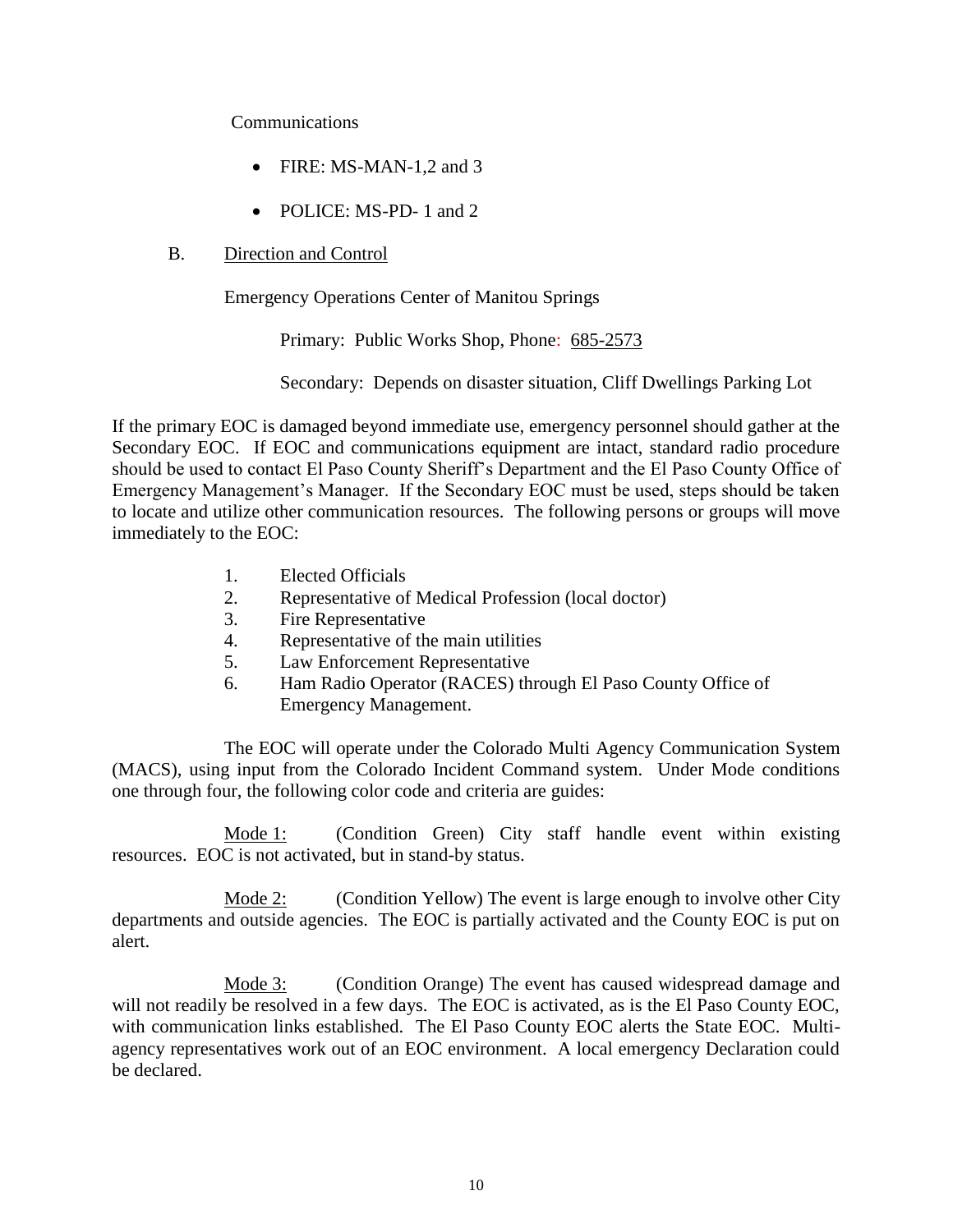Communications

- FIRE: MS-MAN-1,2 and 3
- POLICE: MS-PD- 1 and 2

B. Direction and Control

Emergency Operations Center of Manitou Springs

Primary: Public Works Shop, Phone: 685-2573

Secondary: Depends on disaster situation, Cliff Dwellings Parking Lot

If the primary EOC is damaged beyond immediate use, emergency personnel should gather at the Secondary EOC. If EOC and communications equipment are intact, standard radio procedure should be used to contact El Paso County Sheriff's Department and the El Paso County Office of Emergency Management's Manager. If the Secondary EOC must be used, steps should be taken to locate and utilize other communication resources. The following persons or groups will move immediately to the EOC:

1. Elected Officials
2. Representative of Medical Profession (local doctor)
3. Fire Representative
4. Representative of the main utilities
5. Law Enforcement Representative
6. Ham Radio Operator (RACES) through El Paso County Office of Emergency Management.

The EOC will operate under the Colorado Multi Agency Communication System (MACS), using input from the Colorado Incident Command system. Under Mode conditions one through four, the following color code and criteria are guides:

Mode 1: (Condition Green) City staff handle event within existing resources. EOC is not activated, but in stand-by status.

Mode 2: (Condition Yellow) The event is large enough to involve other City departments and outside agencies. The EOC is partially activated and the County EOC is put on alert.

Mode 3: (Condition Orange) The event has caused widespread damage and will not readily be resolved in a few days. The EOC is activated, as is the El Paso County EOC, with communication links established. The El Paso County EOC alerts the State EOC. Multi-agency representatives work out of an EOC environment. A local emergency Declaration could be declared.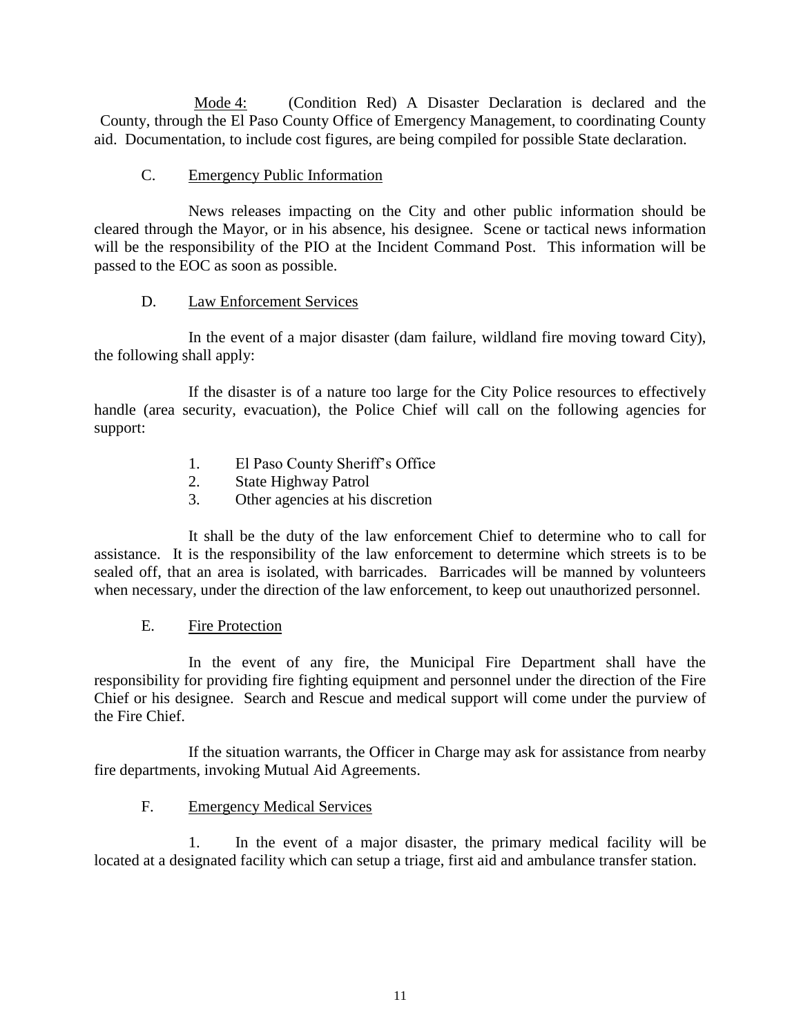<u>Mode 4:</u> (Condition Red) A Disaster Declaration is declared and the County, through the El Paso County Office of Emergency Management, to coordinating County aid. Documentation, to include cost figures, are being compiled for possible State declaration.

C. <u>Emergency Public Information</u>

News releases impacting on the City and other public information should be cleared through the Mayor, or in his absence, his designee. Scene or tactical news information will be the responsibility of the PIO at the Incident Command Post. This information will be passed to the EOC as soon as possible.

D. <u>Law Enforcement Services</u>

In the event of a major disaster (dam failure, wildland fire moving toward City), the following shall apply:

If the disaster is of a nature too large for the City Police resources to effectively handle (area security, evacuation), the Police Chief will call on the following agencies for support:

1. El Paso County Sheriff's Office
2. State Highway Patrol
3. Other agencies at his discretion

It shall be the duty of the law enforcement Chief to determine who to call for assistance. It is the responsibility of the law enforcement to determine which streets is to be sealed off, that an area is isolated, with barricades. Barricades will be manned by volunteers when necessary, under the direction of the law enforcement, to keep out unauthorized personnel.

E. <u>Fire Protection</u>

In the event of any fire, the Municipal Fire Department shall have the responsibility for providing fire fighting equipment and personnel under the direction of the Fire Chief or his designee. Search and Rescue and medical support will come under the purview of the Fire Chief.

If the situation warrants, the Officer in Charge may ask for assistance from nearby fire departments, invoking Mutual Aid Agreements.

F. <u>Emergency Medical Services</u>

1. In the event of a major disaster, the primary medical facility will be located at a designated facility which can setup a triage, first aid and ambulance transfer station.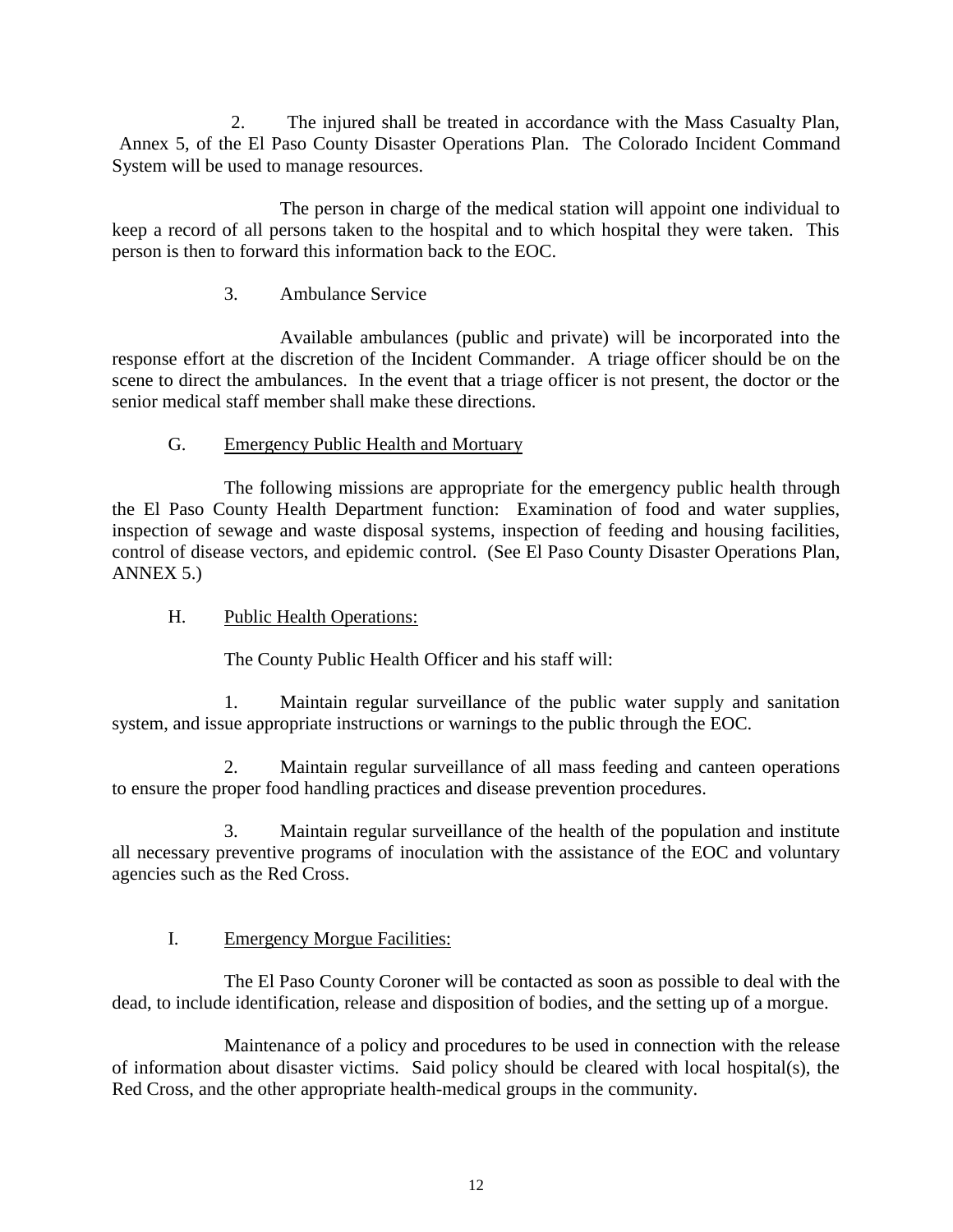2. The injured shall be treated in accordance with the Mass Casualty Plan, Annex 5, of the El Paso County Disaster Operations Plan. The Colorado Incident Command System will be used to manage resources.

The person in charge of the medical station will appoint one individual to keep a record of all persons taken to the hospital and to which hospital they were taken. This person is then to forward this information back to the EOC.

3. Ambulance Service

Available ambulances (public and private) will be incorporated into the response effort at the discretion of the Incident Commander. A triage officer should be on the scene to direct the ambulances. In the event that a triage officer is not present, the doctor or the senior medical staff member shall make these directions.

G. Emergency Public Health and Mortuary

The following missions are appropriate for the emergency public health through the El Paso County Health Department function: Examination of food and water supplies, inspection of sewage and waste disposal systems, inspection of feeding and housing facilities, control of disease vectors, and epidemic control. (See El Paso County Disaster Operations Plan, ANNEX 5.)

H. Public Health Operations:

The County Public Health Officer and his staff will:

1. Maintain regular surveillance of the public water supply and sanitation system, and issue appropriate instructions or warnings to the public through the EOC.

2. Maintain regular surveillance of all mass feeding and canteen operations to ensure the proper food handling practices and disease prevention procedures.

3. Maintain regular surveillance of the health of the population and institute all necessary preventive programs of inoculation with the assistance of the EOC and voluntary agencies such as the Red Cross.

I. Emergency Morgue Facilities:

The El Paso County Coroner will be contacted as soon as possible to deal with the dead, to include identification, release and disposition of bodies, and the setting up of a morgue.

Maintenance of a policy and procedures to be used in connection with the release of information about disaster victims. Said policy should be cleared with local hospital(s), the Red Cross, and the other appropriate health-medical groups in the community.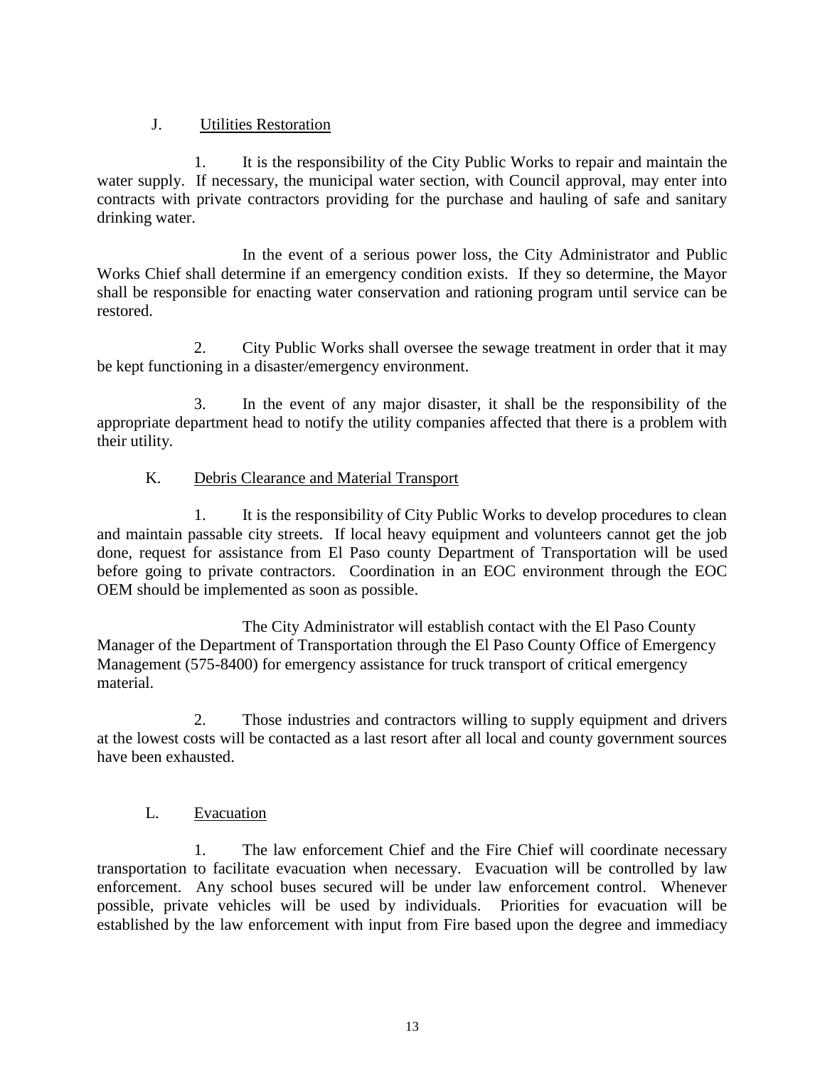## J. Utilities Restoration

1. It is the responsibility of the City Public Works to repair and maintain the water supply. If necessary, the municipal water section, with Council approval, may enter into contracts with private contractors providing for the purchase and hauling of safe and sanitary drinking water.

   In the event of a serious power loss, the City Administrator and Public Works Chief shall determine if an emergency condition exists. If they so determine, the Mayor shall be responsible for enacting water conservation and rationing program until service can be restored.

2. City Public Works shall oversee the sewage treatment in order that it may be kept functioning in a disaster/emergency environment.

3. In the event of any major disaster, it shall be the responsibility of the appropriate department head to notify the utility companies affected that there is a problem with their utility.

## K. Debris Clearance and Material Transport

1. It is the responsibility of City Public Works to develop procedures to clean and maintain passable city streets. If local heavy equipment and volunteers cannot get the job done, request for assistance from El Paso county Department of Transportation will be used before going to private contractors. Coordination in an EOC environment through the EOC OEM should be implemented as soon as possible.

   The City Administrator will establish contact with the El Paso County Manager of the Department of Transportation through the El Paso County Office of Emergency Management (575-8400) for emergency assistance for truck transport of critical emergency material.

2. Those industries and contractors willing to supply equipment and drivers at the lowest costs will be contacted as a last resort after all local and county government sources have been exhausted.

## L. Evacuation

1. The law enforcement Chief and the Fire Chief will coordinate necessary transportation to facilitate evacuation when necessary. Evacuation will be controlled by law enforcement. Any school buses secured will be under law enforcement control. Whenever possible, private vehicles will be used by individuals. Priorities for evacuation will be established by the law enforcement with input from Fire based upon the degree and immediacy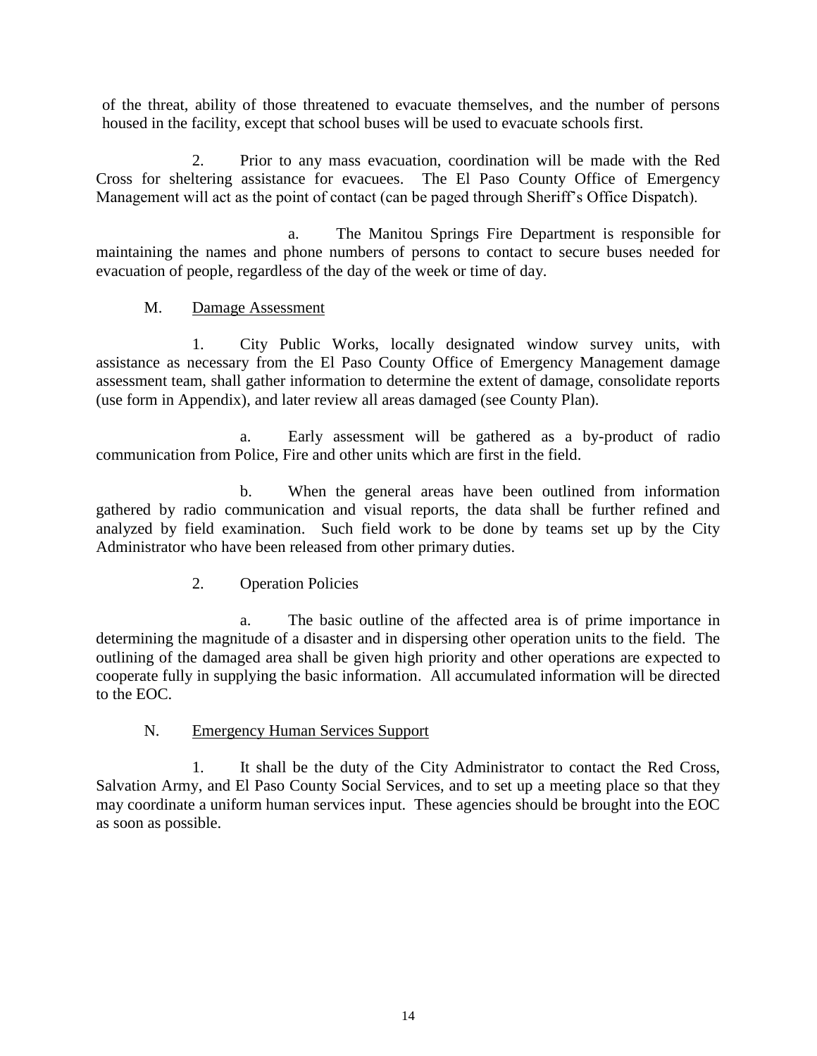of the threat, ability of those threatened to evacuate themselves, and the number of persons housed in the facility, except that school buses will be used to evacuate schools first.

2. Prior to any mass evacuation, coordination will be made with the Red Cross for sheltering assistance for evacuees. The El Paso County Office of Emergency Management will act as the point of contact (can be paged through Sheriff's Office Dispatch).

a. The Manitou Springs Fire Department is responsible for maintaining the names and phone numbers of persons to contact to secure buses needed for evacuation of people, regardless of the day of the week or time of day.

M. <u>Damage Assessment</u>

1. City Public Works, locally designated window survey units, with assistance as necessary from the El Paso County Office of Emergency Management damage assessment team, shall gather information to determine the extent of damage, consolidate reports (use form in Appendix), and later review all areas damaged (see County Plan).

a. Early assessment will be gathered as a by-product of radio communication from Police, Fire and other units which are first in the field.

b. When the general areas have been outlined from information gathered by radio communication and visual reports, the data shall be further refined and analyzed by field examination. Such field work to be done by teams set up by the City Administrator who have been released from other primary duties.

2. Operation Policies

a. The basic outline of the affected area is of prime importance in determining the magnitude of a disaster and in dispersing other operation units to the field. The outlining of the damaged area shall be given high priority and other operations are expected to cooperate fully in supplying the basic information. All accumulated information will be directed to the EOC.

N. <u>Emergency Human Services Support</u>

1. It shall be the duty of the City Administrator to contact the Red Cross, Salvation Army, and El Paso County Social Services, and to set up a meeting place so that they may coordinate a uniform human services input. These agencies should be brought into the EOC as soon as possible.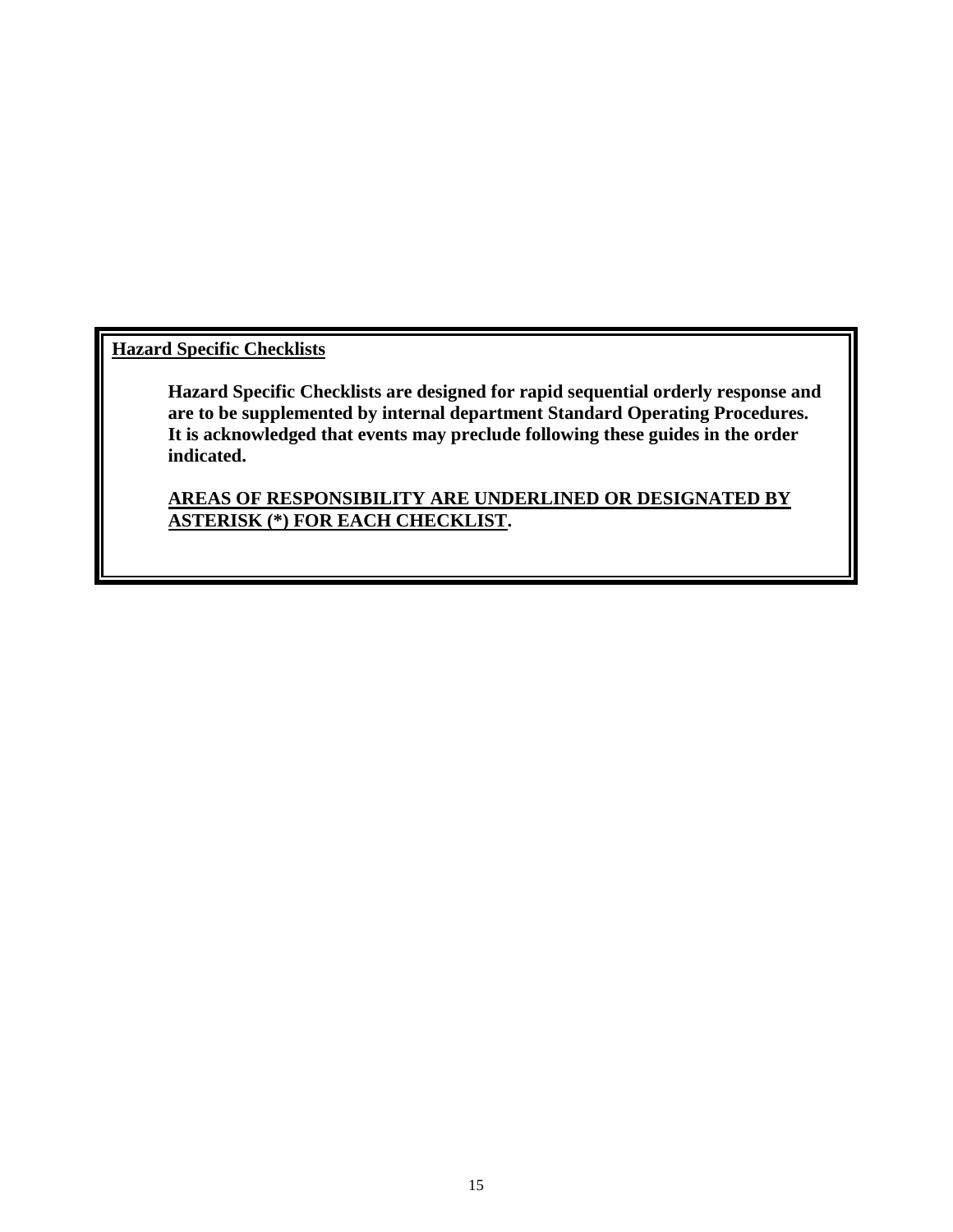**Hazard Specific Checklists**

**Hazard Specific Checklists are designed for rapid sequential orderly response and are to be supplemented by internal department Standard Operating Procedures. It is acknowledged that events may preclude following these guides in the order indicated.**

**AREAS OF RESPONSIBILITY ARE UNDERLINED OR DESIGNATED BY ASTERISK (*) FOR EACH CHECKLIST.**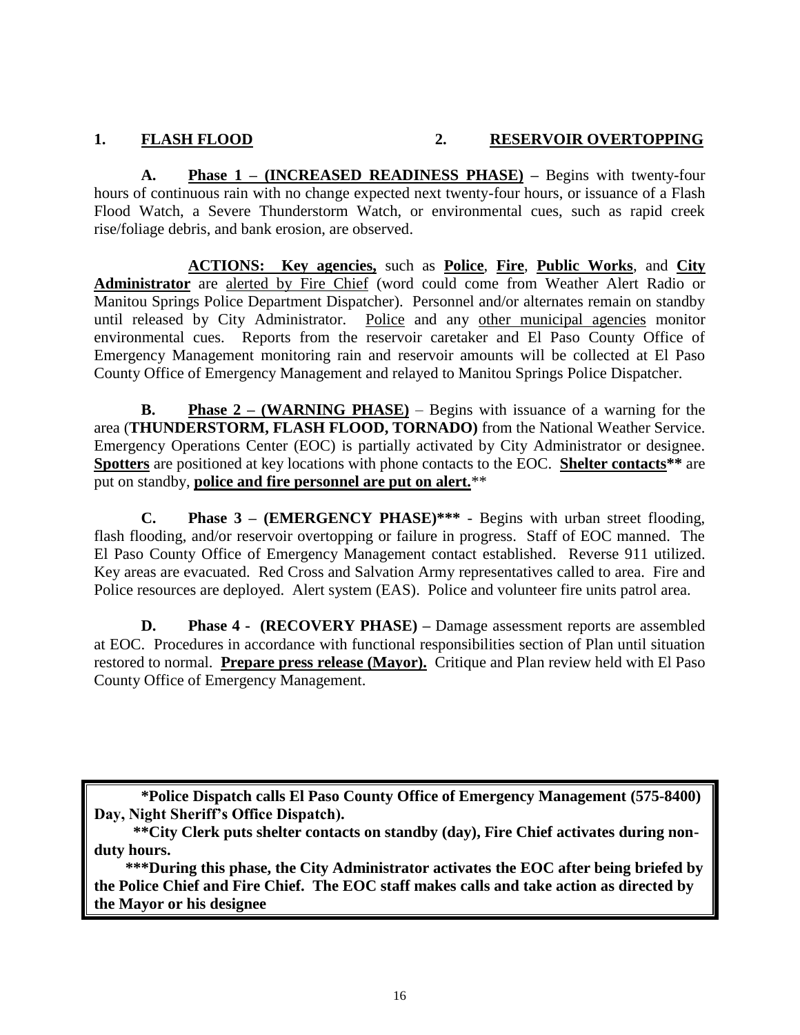**1. <u>FLASH FLOOD</u>** **2. <u>RESERVOIR OVERTOPPING</u>**

**A. <u>Phase 1 – (INCREASED READINESS PHASE)</u> –** Begins with twenty-four hours of continuous rain with no change expected next twenty-four hours, or issuance of a Flash Flood Watch, a Severe Thunderstorm Watch, or environmental cues, such as rapid creek rise/foliage debris, and bank erosion, are observed.

**<u>ACTIONS:</u> <u>Key agencies,</u>** such as **<u>Police</u>**, **<u>Fire</u>**, **<u>Public Works</u>**, and **<u>City Administrator</u>** are <u>alerted by Fire Chief</u> (word could come from Weather Alert Radio or Manitou Springs Police Department Dispatcher). Personnel and/or alternates remain on standby until released by City Administrator. <u>Police</u> and any <u>other municipal agencies</u> monitor environmental cues. Reports from the reservoir caretaker and El Paso County Office of Emergency Management monitoring rain and reservoir amounts will be collected at El Paso County Office of Emergency Management and relayed to Manitou Springs Police Dispatcher.

**B. <u>Phase 2 – (WARNING PHASE)</u>** – Begins with issuance of a warning for the area (**THUNDERSTORM, FLASH FLOOD, TORNADO)** from the National Weather Service. Emergency Operations Center (EOC) is partially activated by City Administrator or designee. **<u>Spotters</u>** are positioned at key locations with phone contacts to the EOC. **<u>Shelter contacts</u>\*\*** are put on standby, **<u>police and fire personnel are put on alert.</u>**\*\*

**C. Phase 3 – (EMERGENCY PHASE)\*\*\*** - Begins with urban street flooding, flash flooding, and/or reservoir overtopping or failure in progress. Staff of EOC manned. The El Paso County Office of Emergency Management contact established. Reverse 911 utilized. Key areas are evacuated. Red Cross and Salvation Army representatives called to area. Fire and Police resources are deployed. Alert system (EAS). Police and volunteer fire units patrol area.

**D. Phase 4 - (RECOVERY PHASE) –** Damage assessment reports are assembled at EOC. Procedures in accordance with functional responsibilities section of Plan until situation restored to normal. **<u>Prepare press release (Mayor).</u>** Critique and Plan review held with El Paso County Office of Emergency Management.

**\*Police Dispatch calls El Paso County Office of Emergency Management (575-8400) Day, Night Sheriff's Office Dispatch).**

**\*\*City Clerk puts shelter contacts on standby (day), Fire Chief activates during non-duty hours.**

**\*\*\*During this phase, the City Administrator activates the EOC after being briefed by the Police Chief and Fire Chief. The EOC staff makes calls and take action as directed by the Mayor or his designee**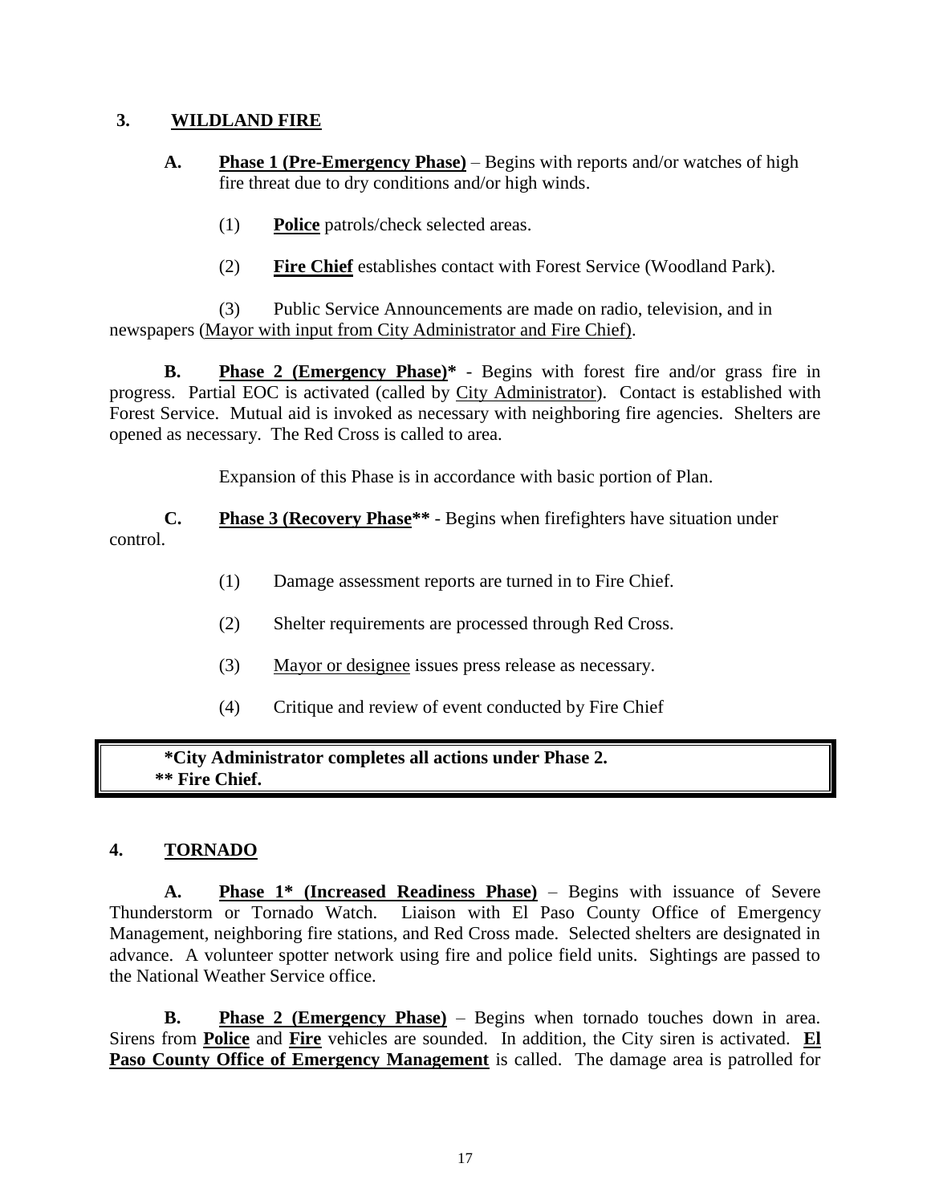## 3. WILDLAND FIRE

**A.** **Phase 1 (Pre-Emergency Phase)** – Begins with reports and/or watches of high fire threat due to dry conditions and/or high winds.

(1) **Police** patrols/check selected areas.

(2) **Fire Chief** establishes contact with Forest Service (Woodland Park).

(3) Public Service Announcements are made on radio, television, and in newspapers (Mayor with input from City Administrator and Fire Chief).

**B.** **Phase 2 (Emergency Phase)*** - Begins with forest fire and/or grass fire in progress. Partial EOC is activated (called by City Administrator). Contact is established with Forest Service. Mutual aid is invoked as necessary with neighboring fire agencies. Shelters are opened as necessary. The Red Cross is called to area.

Expansion of this Phase is in accordance with basic portion of Plan.

**C.** **Phase 3 (Recovery Phase**** - Begins when firefighters have situation under control.

(1) Damage assessment reports are turned in to Fire Chief.

(2) Shelter requirements are processed through Red Cross.

(3) Mayor or designee issues press release as necessary.

(4) Critique and review of event conducted by Fire Chief

**\*City Administrator completes all actions under Phase 2.**
**\*\* Fire Chief.**

## 4. TORNADO

**A.** **Phase 1* (Increased Readiness Phase)** – Begins with issuance of Severe Thunderstorm or Tornado Watch. Liaison with El Paso County Office of Emergency Management, neighboring fire stations, and Red Cross made. Selected shelters are designated in advance. A volunteer spotter network using fire and police field units. Sightings are passed to the National Weather Service office.

**B.** **Phase 2 (Emergency Phase)** – Begins when tornado touches down in area. Sirens from **Police** and **Fire** vehicles are sounded. In addition, the City siren is activated. **El Paso County Office of Emergency Management** is called. The damage area is patrolled for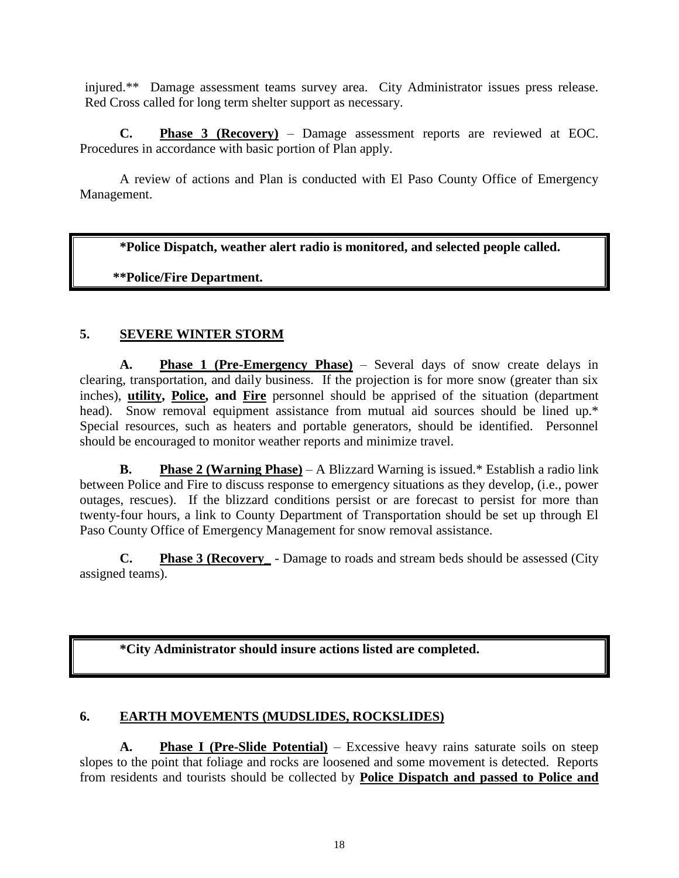injured.** Damage assessment teams survey area. City Administrator issues press release. Red Cross called for long term shelter support as necessary.

**C. Phase 3 (Recovery)** – Damage assessment reports are reviewed at EOC. Procedures in accordance with basic portion of Plan apply.

A review of actions and Plan is conducted with El Paso County Office of Emergency Management.

> **\*Police Dispatch, weather alert radio is monitored, and selected people called.**
>
> **\*\*Police/Fire Department.**

## 5. SEVERE WINTER STORM

**A. Phase 1 (Pre-Emergency Phase)** – Several days of snow create delays in clearing, transportation, and daily business. If the projection is for more snow (greater than six inches), **utility, Police, and Fire** personnel should be apprised of the situation (department head). Snow removal equipment assistance from mutual aid sources should be lined up.* Special resources, such as heaters and portable generators, should be identified. Personnel should be encouraged to monitor weather reports and minimize travel.

**B. Phase 2 (Warning Phase)** – A Blizzard Warning is issued.* Establish a radio link between Police and Fire to discuss response to emergency situations as they develop, (i.e., power outages, rescues). If the blizzard conditions persist or are forecast to persist for more than twenty-four hours, a link to County Department of Transportation should be set up through El Paso County Office of Emergency Management for snow removal assistance.

**C. Phase 3 (Recovery_** - Damage to roads and stream beds should be assessed (City assigned teams).

> **\*City Administrator should insure actions listed are completed.**

## 6. EARTH MOVEMENTS (MUDSLIDES, ROCKSLIDES)

**A. Phase I (Pre-Slide Potential)** – Excessive heavy rains saturate soils on steep slopes to the point that foliage and rocks are loosened and some movement is detected. Reports from residents and tourists should be collected by **Police Dispatch and passed to Police and**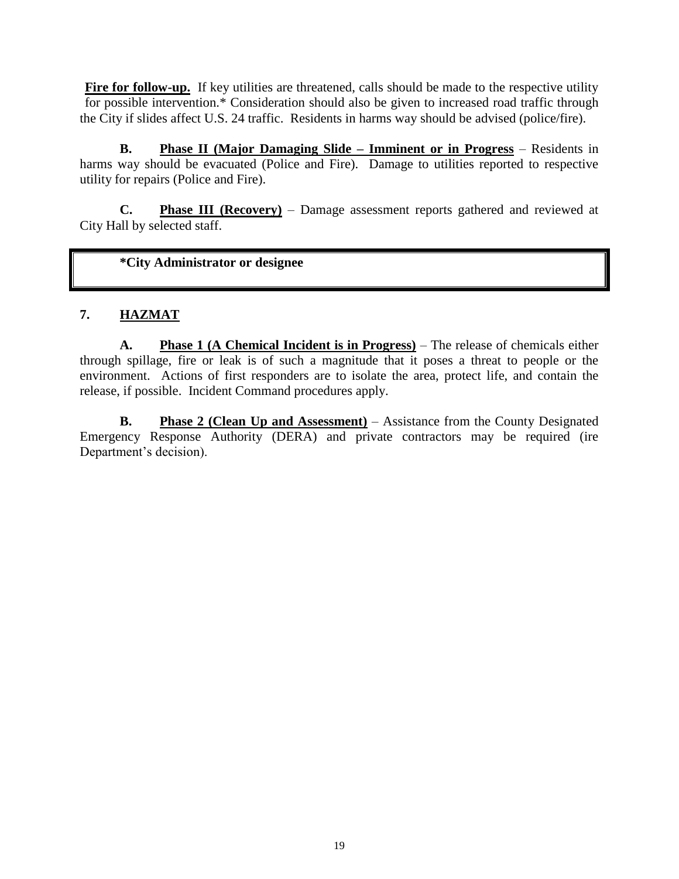**Fire for follow-up.** If key utilities are threatened, calls should be made to the respective utility for possible intervention.* Consideration should also be given to increased road traffic through the City if slides affect U.S. 24 traffic. Residents in harms way should be advised (police/fire).

**B. Phase II (Major Damaging Slide – Imminent or in Progress** – Residents in harms way should be evacuated (Police and Fire). Damage to utilities reported to respective utility for repairs (Police and Fire).

**C. Phase III (Recovery)** – Damage assessment reports gathered and reviewed at City Hall by selected staff.

| **\*City Administrator or designee** |
| --- |

## 7. HAZMAT

**A. Phase 1 (A Chemical Incident is in Progress)** – The release of chemicals either through spillage, fire or leak is of such a magnitude that it poses a threat to people or the environment. Actions of first responders are to isolate the area, protect life, and contain the release, if possible. Incident Command procedures apply.

**B. Phase 2 (Clean Up and Assessment)** – Assistance from the County Designated Emergency Response Authority (DERA) and private contractors may be required (ire Department's decision).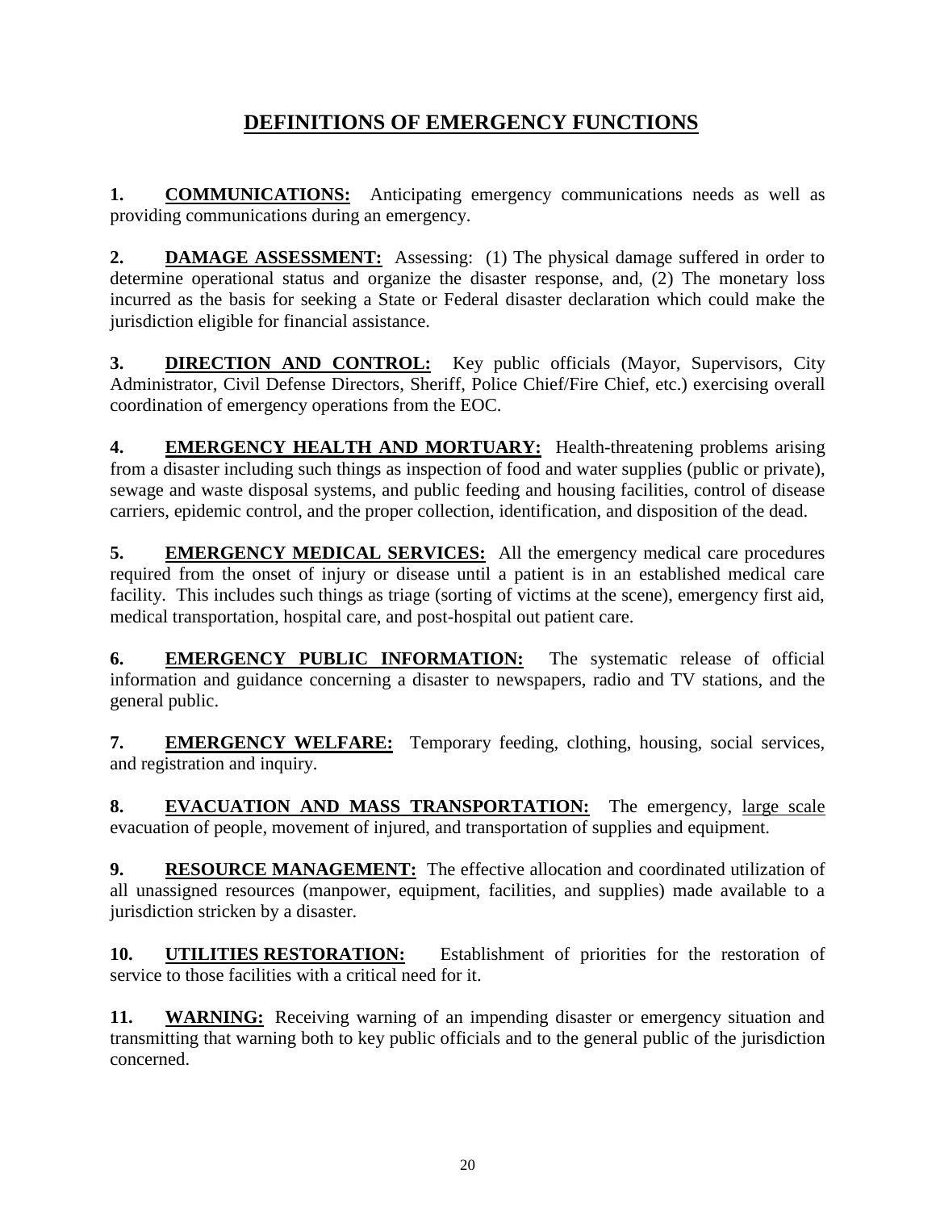# DEFINITIONS OF EMERGENCY FUNCTIONS

**1. COMMUNICATIONS:** Anticipating emergency communications needs as well as providing communications during an emergency.

**2. DAMAGE ASSESSMENT:** Assessing: (1) The physical damage suffered in order to determine operational status and organize the disaster response, and, (2) The monetary loss incurred as the basis for seeking a State or Federal disaster declaration which could make the jurisdiction eligible for financial assistance.

**3. DIRECTION AND CONTROL:** Key public officials (Mayor, Supervisors, City Administrator, Civil Defense Directors, Sheriff, Police Chief/Fire Chief, etc.) exercising overall coordination of emergency operations from the EOC.

**4. EMERGENCY HEALTH AND MORTUARY:** Health-threatening problems arising from a disaster including such things as inspection of food and water supplies (public or private), sewage and waste disposal systems, and public feeding and housing facilities, control of disease carriers, epidemic control, and the proper collection, identification, and disposition of the dead.

**5. EMERGENCY MEDICAL SERVICES:** All the emergency medical care procedures required from the onset of injury or disease until a patient is in an established medical care facility. This includes such things as triage (sorting of victims at the scene), emergency first aid, medical transportation, hospital care, and post-hospital out patient care.

**6. EMERGENCY PUBLIC INFORMATION:** The systematic release of official information and guidance concerning a disaster to newspapers, radio and TV stations, and the general public.

**7. EMERGENCY WELFARE:** Temporary feeding, clothing, housing, social services, and registration and inquiry.

**8. EVACUATION AND MASS TRANSPORTATION:** The emergency, large scale evacuation of people, movement of injured, and transportation of supplies and equipment.

**9. RESOURCE MANAGEMENT:** The effective allocation and coordinated utilization of all unassigned resources (manpower, equipment, facilities, and supplies) made available to a jurisdiction stricken by a disaster.

**10. UTILITIES RESTORATION:** Establishment of priorities for the restoration of service to those facilities with a critical need for it.

**11. WARNING:** Receiving warning of an impending disaster or emergency situation and transmitting that warning both to key public officials and to the general public of the jurisdiction concerned.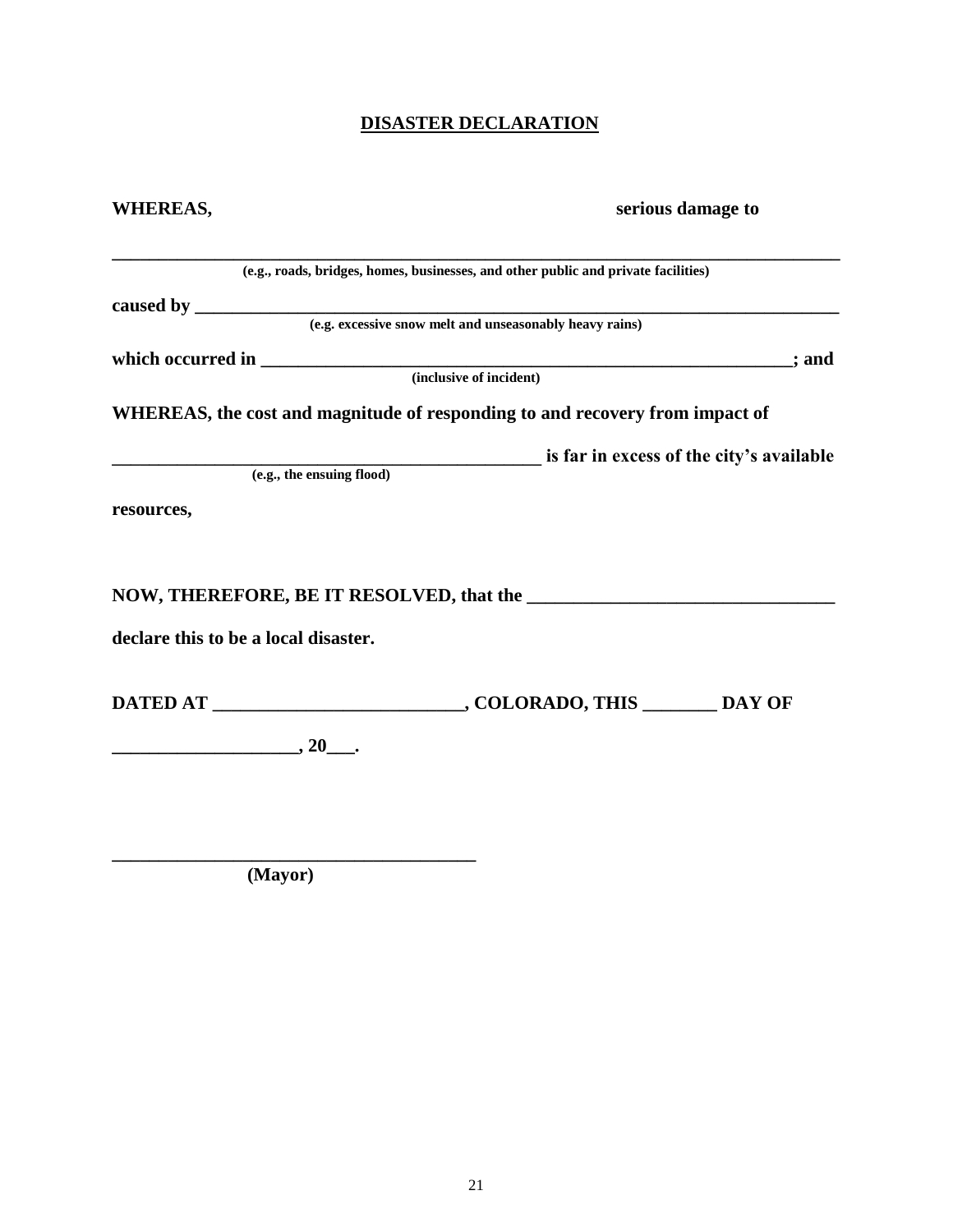## **DISASTER DECLARATION**

**WHEREAS, serious damage to**

**______________________________________________________________________________**
**(e.g., roads, bridges, homes, businesses, and other public and private facilities)**

**caused by ______________________________________________________________________**
**(e.g. excessive snow melt and unseasonably heavy rains)**

**which occurred in _______________________________________________________; and**
**(inclusive of incident)**

**WHEREAS, the cost and magnitude of responding to and recovery from impact of**

**__________________________________________ is far in excess of the city's available**
**(e.g., the ensuing flood)**

**resources,**

**NOW, THEREFORE, BE IT RESOLVED, that the ______________________________**

**declare this to be a local disaster.**

**DATED AT ________________________, COLORADO, THIS ________ DAY OF**

**__________________, 20___.**

**____________________________________**
**(Mayor)**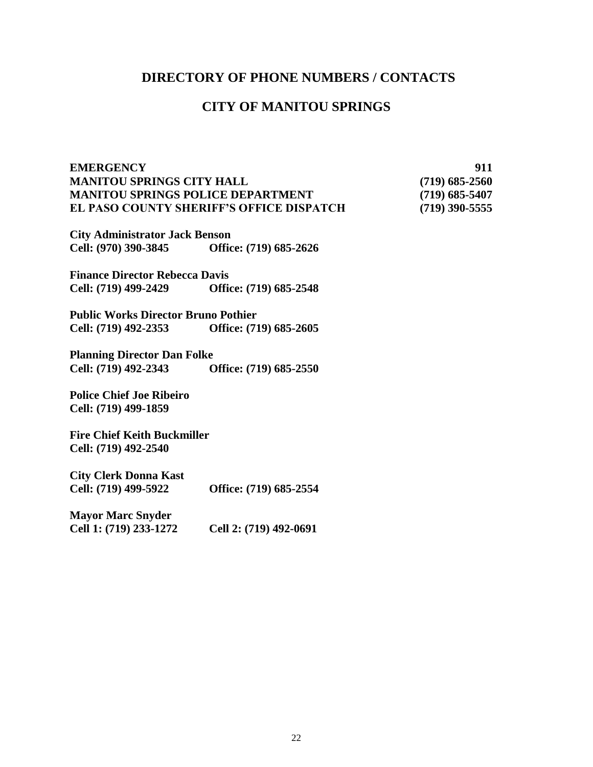# DIRECTORY OF PHONE NUMBERS / CONTACTS

## CITY OF MANITOU SPRINGS

| | |
|---|---|
| **EMERGENCY** | **911** |
| **MANITOU SPRINGS CITY HALL** | **(719) 685-2560** |
| **MANITOU SPRINGS POLICE DEPARTMENT** | **(719) 685-5407** |
| **EL PASO COUNTY SHERIFF'S OFFICE DISPATCH** | **(719) 390-5555** |

**City Administrator Jack Benson**
**Cell: (970) 390-3845 Office: (719) 685-2626**

**Finance Director Rebecca Davis**
**Cell: (719) 499-2429 Office: (719) 685-2548**

**Public Works Director Bruno Pothier**
**Cell: (719) 492-2353 Office: (719) 685-2605**

**Planning Director Dan Folke**
**Cell: (719) 492-2343 Office: (719) 685-2550**

**Police Chief Joe Ribeiro**
**Cell: (719) 499-1859**

**Fire Chief Keith Buckmiller**
**Cell: (719) 492-2540**

**City Clerk Donna Kast**
**Cell: (719) 499-5922 Office: (719) 685-2554**

**Mayor Marc Snyder**
**Cell 1: (719) 233-1272 Cell 2: (719) 492-0691**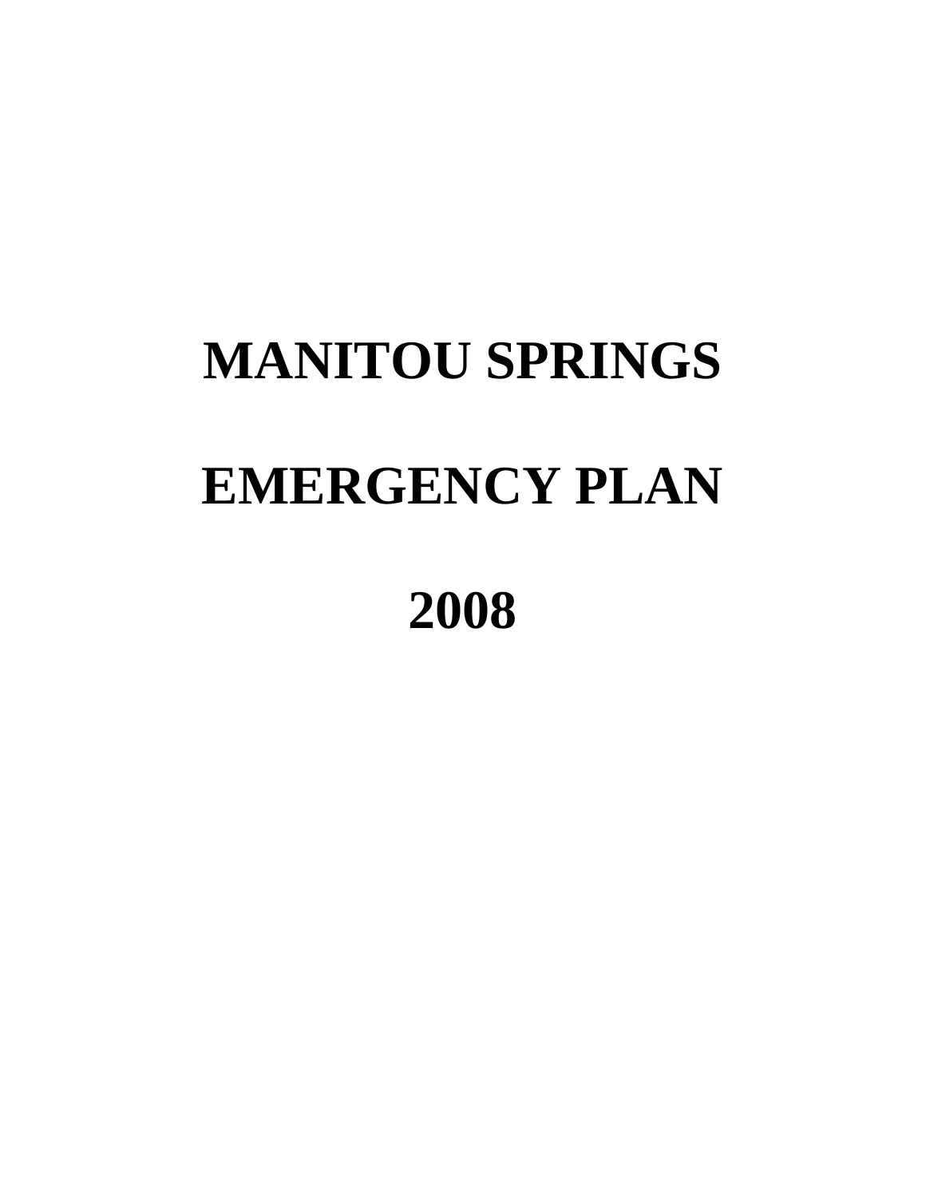# MANITOU SPRINGS

# EMERGENCY PLAN

# 2008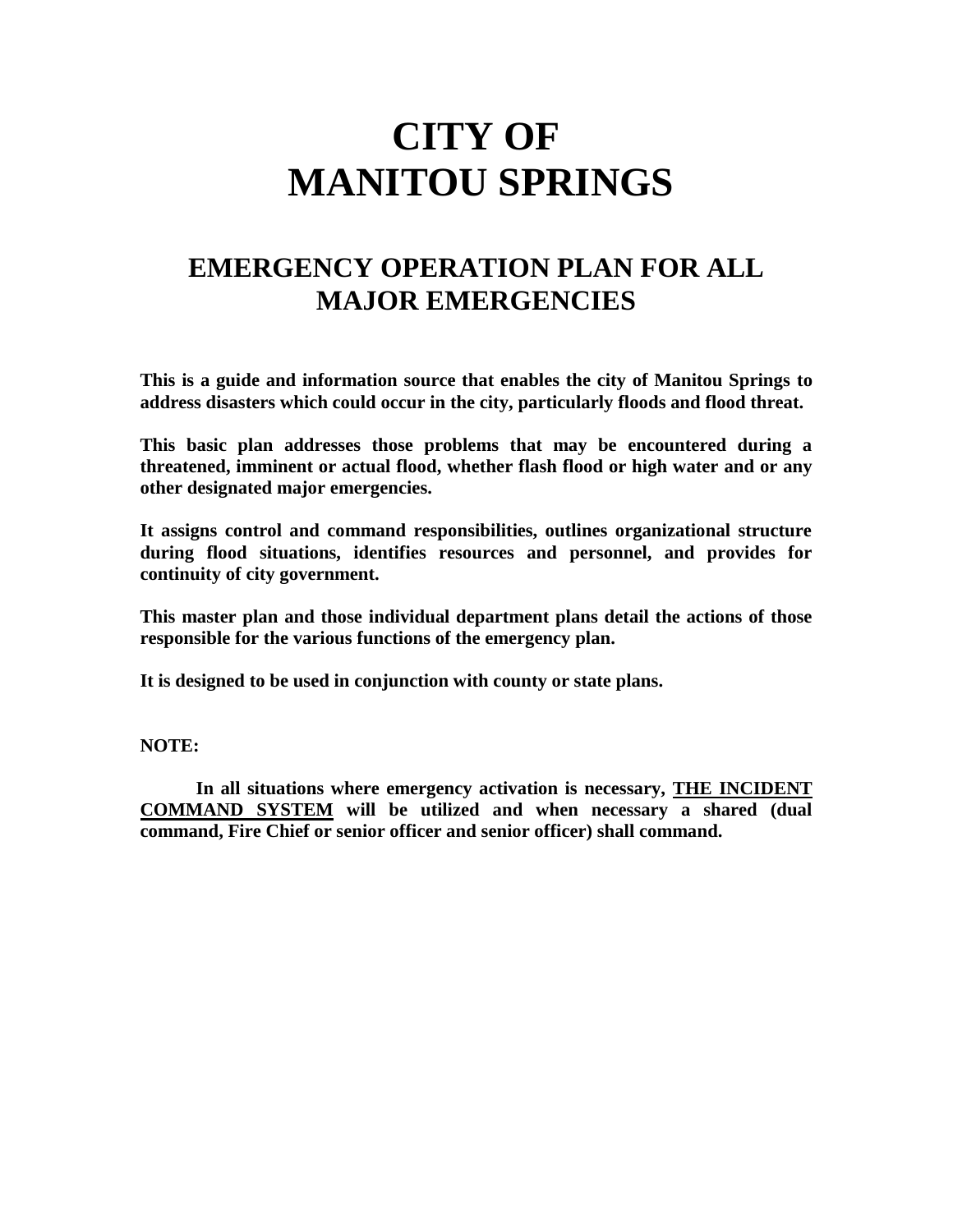# CITY OF
# MANITOU SPRINGS

## EMERGENCY OPERATION PLAN FOR ALL MAJOR EMERGENCIES

**This is a guide and information source that enables the city of Manitou Springs to address disasters which could occur in the city, particularly floods and flood threat.**

**This basic plan addresses those problems that may be encountered during a threatened, imminent or actual flood, whether flash flood or high water and or any other designated major emergencies.**

**It assigns control and command responsibilities, outlines organizational structure during flood situations, identifies resources and personnel, and provides for continuity of city government.**

**This master plan and those individual department plans detail the actions of those responsible for the various functions of the emergency plan.**

**It is designed to be used in conjunction with county or state plans.**

**NOTE:**

**In all situations where emergency activation is necessary, <u>THE INCIDENT COMMAND SYSTEM</u> will be utilized and when necessary a shared (dual command, Fire Chief or senior officer and senior officer) shall command.**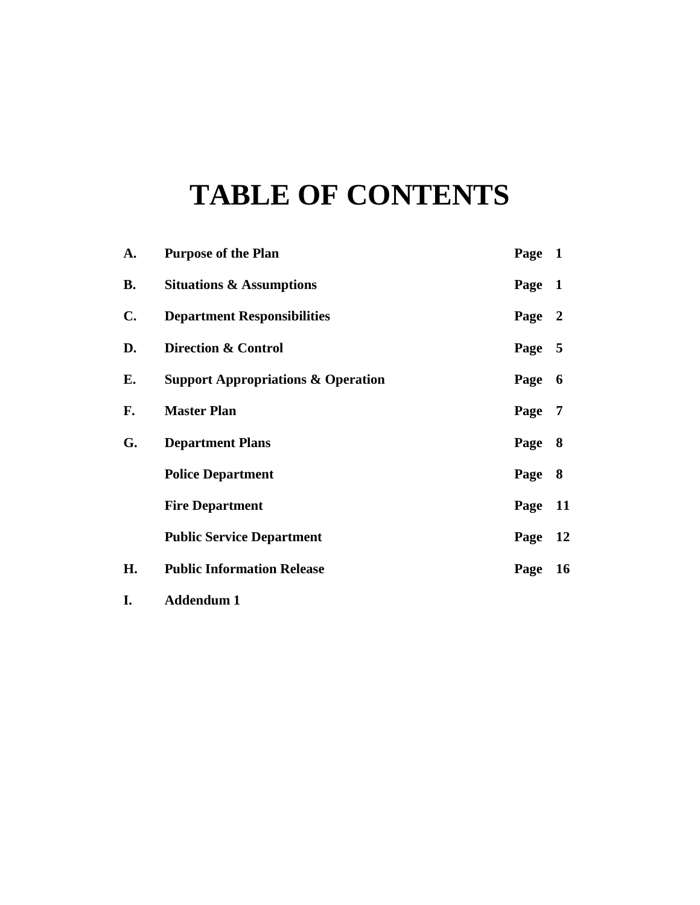# TABLE OF CONTENTS

| | | |
|---|---|---|
| **A.** | **Purpose of the Plan** | **Page 1** |
| **B.** | **Situations & Assumptions** | **Page 1** |
| **C.** | **Department Responsibilities** | **Page 2** |
| **D.** | **Direction & Control** | **Page 5** |
| **E.** | **Support Appropriations & Operation** | **Page 6** |
| **F.** | **Master Plan** | **Page 7** |
| **G.** | **Department Plans** | **Page 8** |
| | **Police Department** | **Page 8** |
| | **Fire Department** | **Page 11** |
| | **Public Service Department** | **Page 12** |
| **H.** | **Public Information Release** | **Page 16** |
| **I.** | **Addendum 1** | |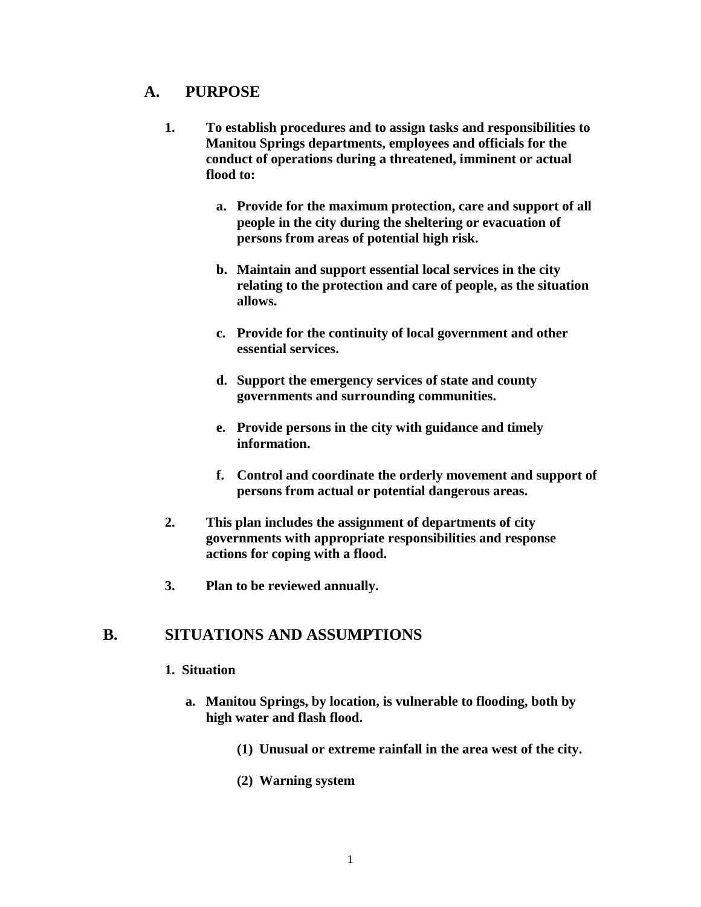## A. PURPOSE

**1. To establish procedures and to assign tasks and responsibilities to Manitou Springs departments, employees and officials for the conduct of operations during a threatened, imminent or actual flood to:**

   **a. Provide for the maximum protection, care and support of all people in the city during the sheltering or evacuation of persons from areas of potential high risk.**

   **b. Maintain and support essential local services in the city relating to the protection and care of people, as the situation allows.**

   **c. Provide for the continuity of local government and other essential services.**

   **d. Support the emergency services of state and county governments and surrounding communities.**

   **e. Provide persons in the city with guidance and timely information.**

   **f. Control and coordinate the orderly movement and support of persons from actual or potential dangerous areas.**

**2. This plan includes the assignment of departments of city governments with appropriate responsibilities and response actions for coping with a flood.**

**3. Plan to be reviewed annually.**

## B. SITUATIONS AND ASSUMPTIONS

**1. Situation**

   **a. Manitou Springs, by location, is vulnerable to flooding, both by high water and flash flood.**

      **(1) Unusual or extreme rainfall in the area west of the city.**

      **(2) Warning system**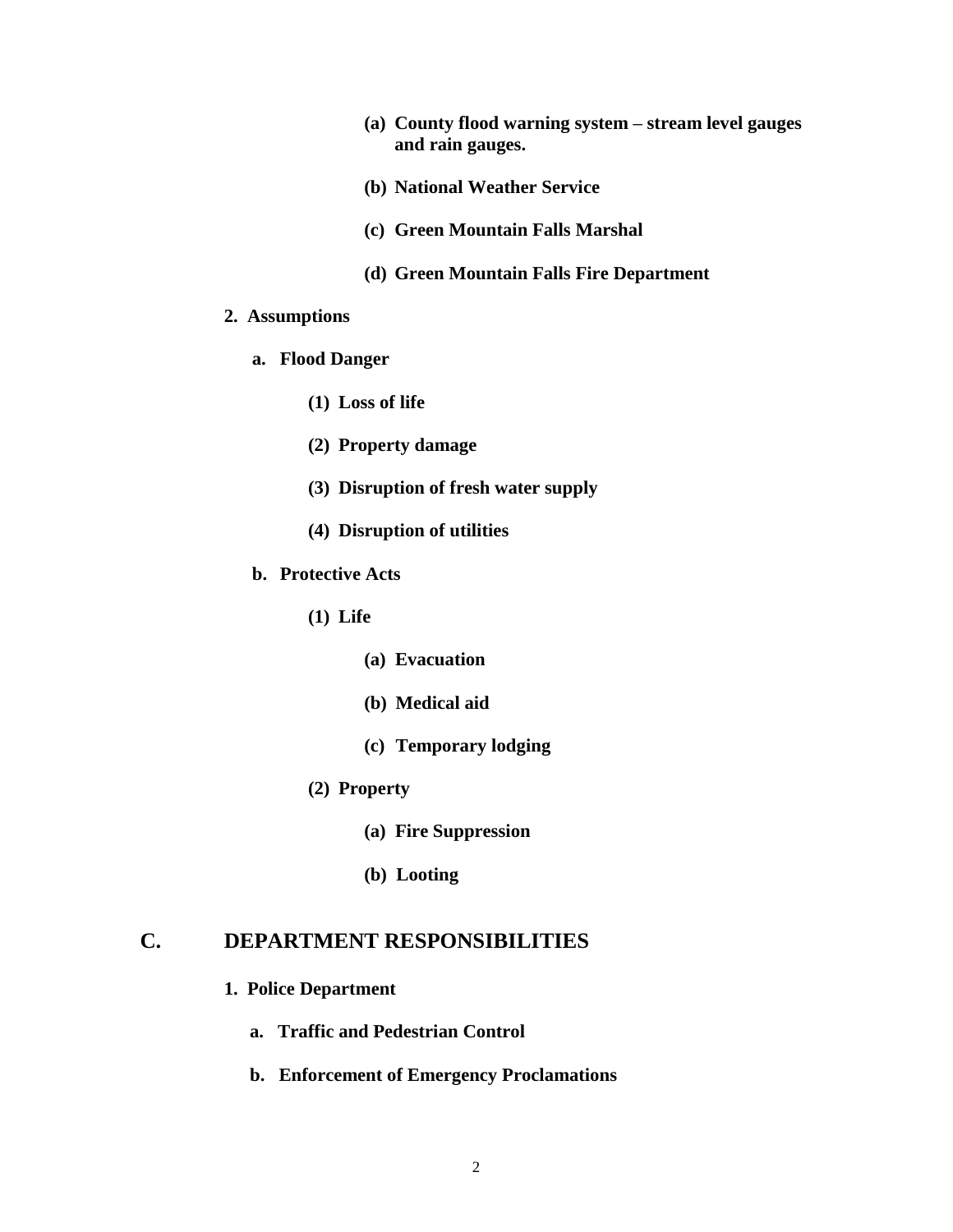- **(a) County flood warning system – stream level gauges and rain gauges.**
- **(b) National Weather Service**
- **(c) Green Mountain Falls Marshal**
- **(d) Green Mountain Falls Fire Department**

**2. Assumptions**

**a. Flood Danger**

- **(1) Loss of life**
- **(2) Property damage**
- **(3) Disruption of fresh water supply**
- **(4) Disruption of utilities**

**b. Protective Acts**

**(1) Life**

- **(a) Evacuation**
- **(b) Medical aid**
- **(c) Temporary lodging**

**(2) Property**

- **(a) Fire Suppression**
- **(b) Looting**

## C. DEPARTMENT RESPONSIBILITIES

**1. Police Department**

- **a. Traffic and Pedestrian Control**
- **b. Enforcement of Emergency Proclamations**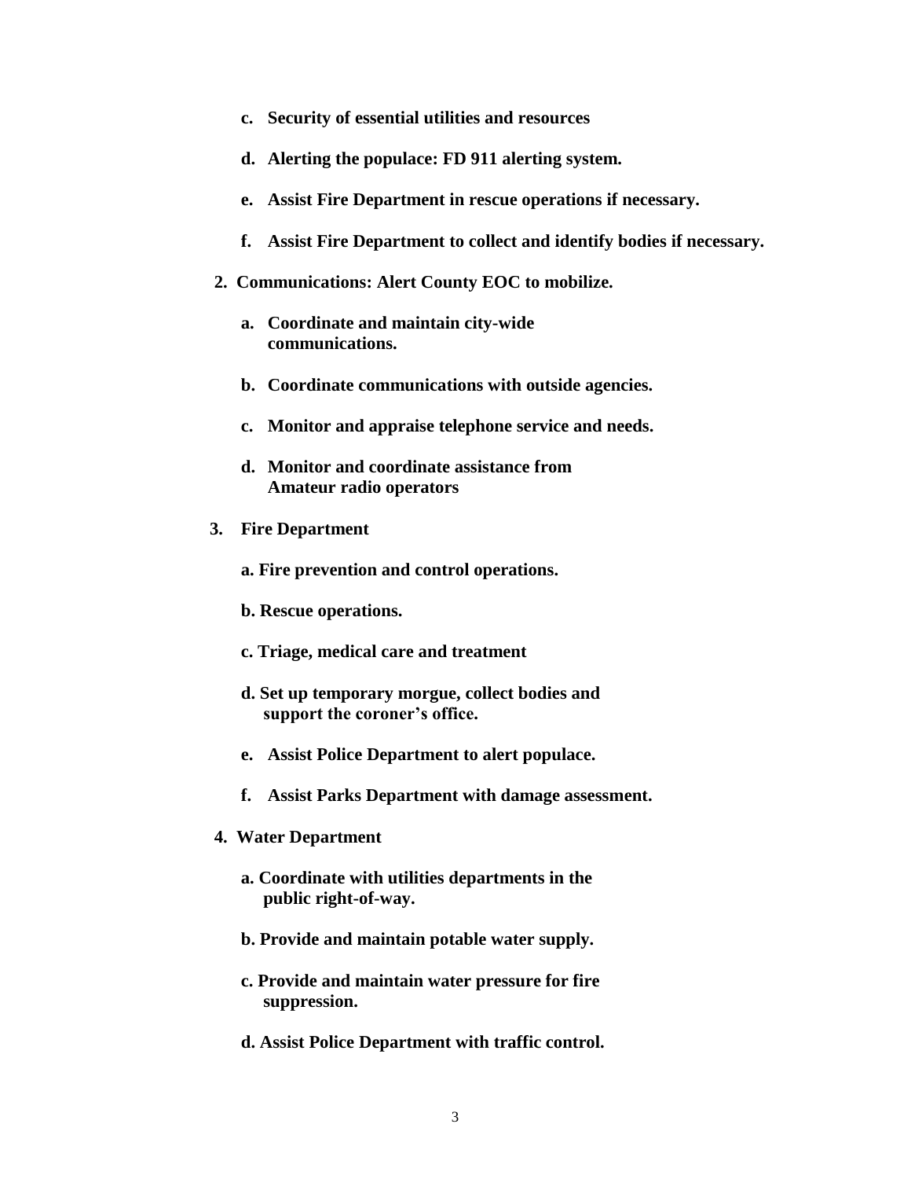**c. Security of essential utilities and resources**

**d. Alerting the populace: FD 911 alerting system.**

**e. Assist Fire Department in rescue operations if necessary.**

**f. Assist Fire Department to collect and identify bodies if necessary.**

**2. Communications: Alert County EOC to mobilize.**

**a. Coordinate and maintain city-wide communications.**

**b. Coordinate communications with outside agencies.**

**c. Monitor and appraise telephone service and needs.**

**d. Monitor and coordinate assistance from Amateur radio operators**

**3. Fire Department**

**a. Fire prevention and control operations.**

**b. Rescue operations.**

**c. Triage, medical care and treatment**

**d. Set up temporary morgue, collect bodies and support the coroner's office.**

**e. Assist Police Department to alert populace.**

**f. Assist Parks Department with damage assessment.**

**4. Water Department**

**a. Coordinate with utilities departments in the public right-of-way.**

**b. Provide and maintain potable water supply.**

**c. Provide and maintain water pressure for fire suppression.**

**d. Assist Police Department with traffic control.**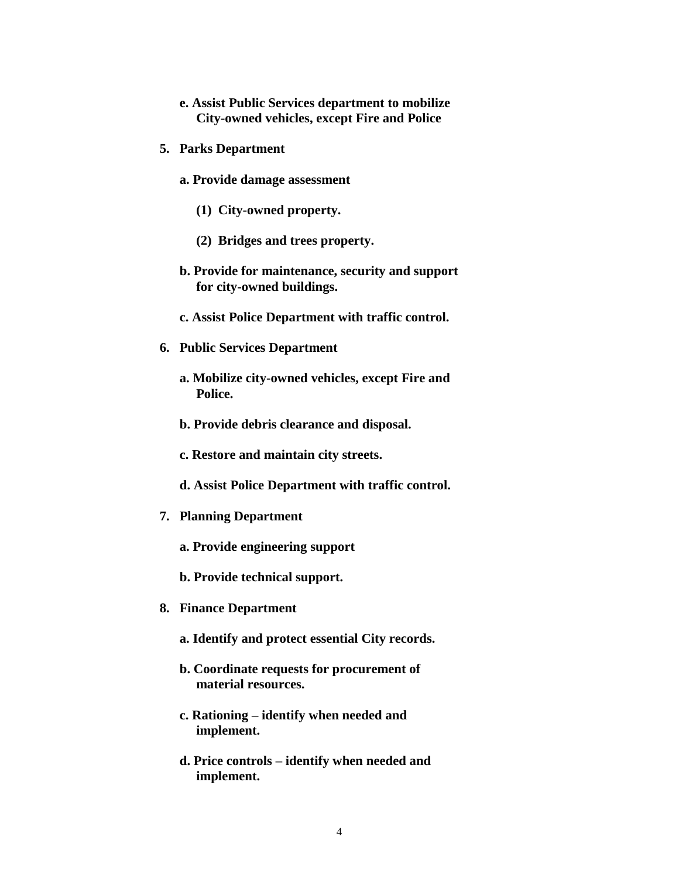**e. Assist Public Services department to mobilize City-owned vehicles, except Fire and Police**

**5. Parks Department**

**a. Provide damage assessment**

**(1) City-owned property.**

**(2) Bridges and trees property.**

**b. Provide for maintenance, security and support for city-owned buildings.**

**c. Assist Police Department with traffic control.**

**6. Public Services Department**

**a. Mobilize city-owned vehicles, except Fire and Police.**

**b. Provide debris clearance and disposal.**

**c. Restore and maintain city streets.**

**d. Assist Police Department with traffic control.**

**7. Planning Department**

**a. Provide engineering support**

**b. Provide technical support.**

**8. Finance Department**

**a. Identify and protect essential City records.**

**b. Coordinate requests for procurement of material resources.**

**c. Rationing – identify when needed and implement.**

**d. Price controls – identify when needed and implement.**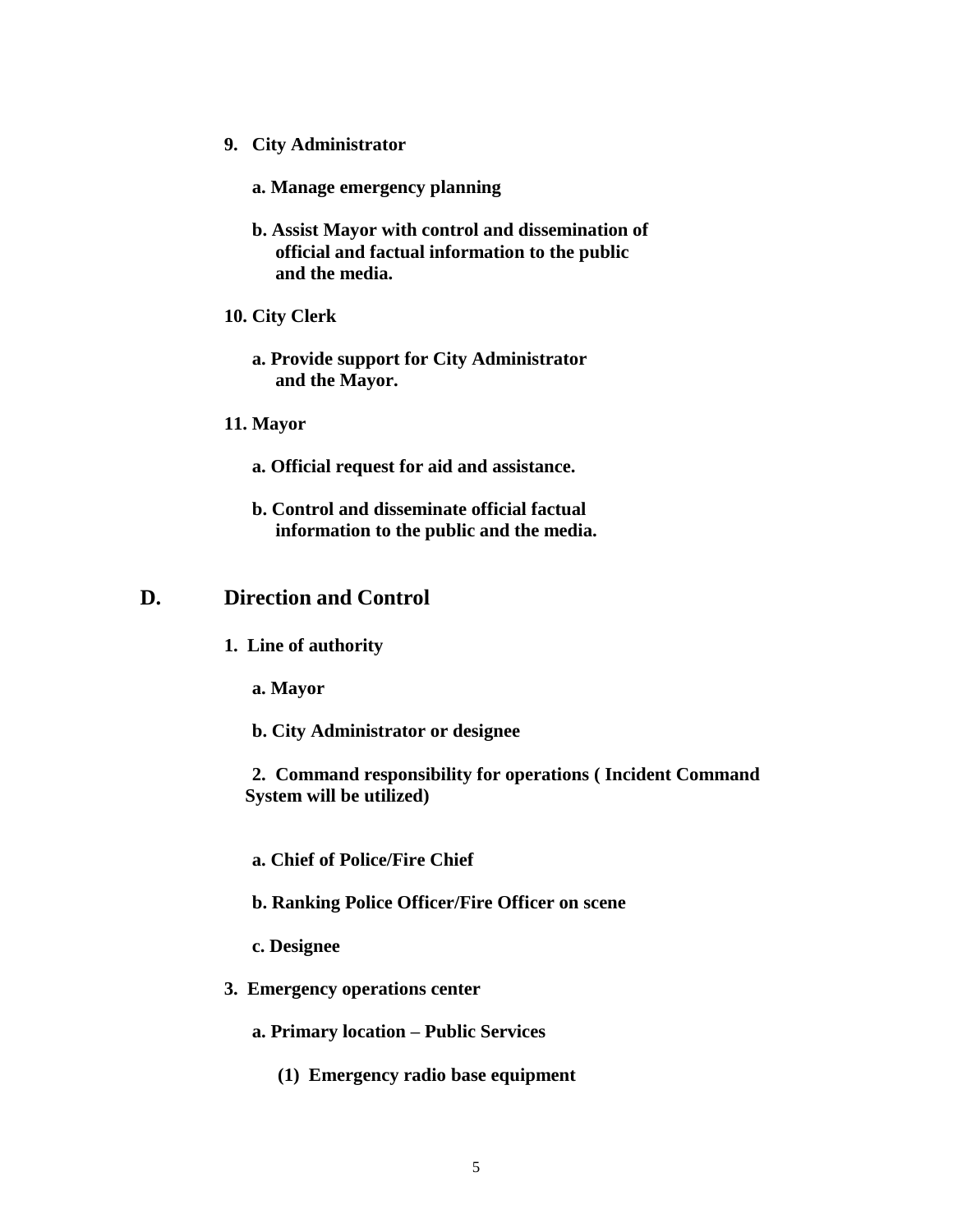**9. City Administrator**

**a. Manage emergency planning**

**b. Assist Mayor with control and dissemination of official and factual information to the public and the media.**

**10. City Clerk**

**a. Provide support for City Administrator and the Mayor.**

**11. Mayor**

**a. Official request for aid and assistance.**

**b. Control and disseminate official factual information to the public and the media.**

## D. Direction and Control

**1. Line of authority**

**a. Mayor**

**b. City Administrator or designee**

**2. Command responsibility for operations ( Incident Command System will be utilized)**

**a. Chief of Police/Fire Chief**

**b. Ranking Police Officer/Fire Officer on scene**

**c. Designee**

**3. Emergency operations center**

**a. Primary location – Public Services**

**(1) Emergency radio base equipment**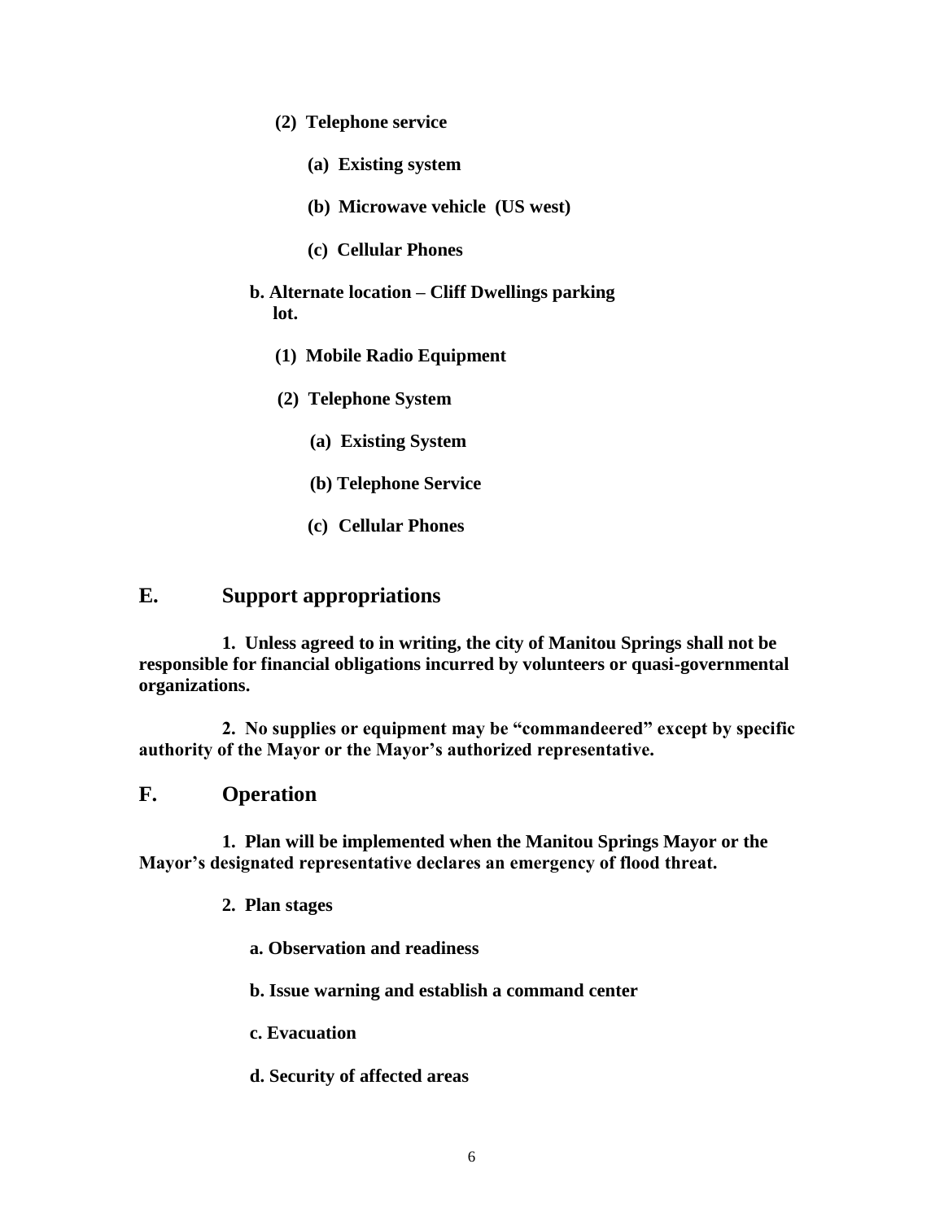**(2) Telephone service**

**(a) Existing system**

**(b) Microwave vehicle (US west)**

**(c) Cellular Phones**

**b. Alternate location – Cliff Dwellings parking lot.**

**(1) Mobile Radio Equipment**

**(2) Telephone System**

**(a) Existing System**

**(b) Telephone Service**

**(c) Cellular Phones**

## E. Support appropriations

**1. Unless agreed to in writing, the city of Manitou Springs shall not be responsible for financial obligations incurred by volunteers or quasi-governmental organizations.**

**2. No supplies or equipment may be "commandeered" except by specific authority of the Mayor or the Mayor's authorized representative.**

## F. Operation

**1. Plan will be implemented when the Manitou Springs Mayor or the Mayor's designated representative declares an emergency of flood threat.**

**2. Plan stages**

**a. Observation and readiness**

**b. Issue warning and establish a command center**

**c. Evacuation**

**d. Security of affected areas**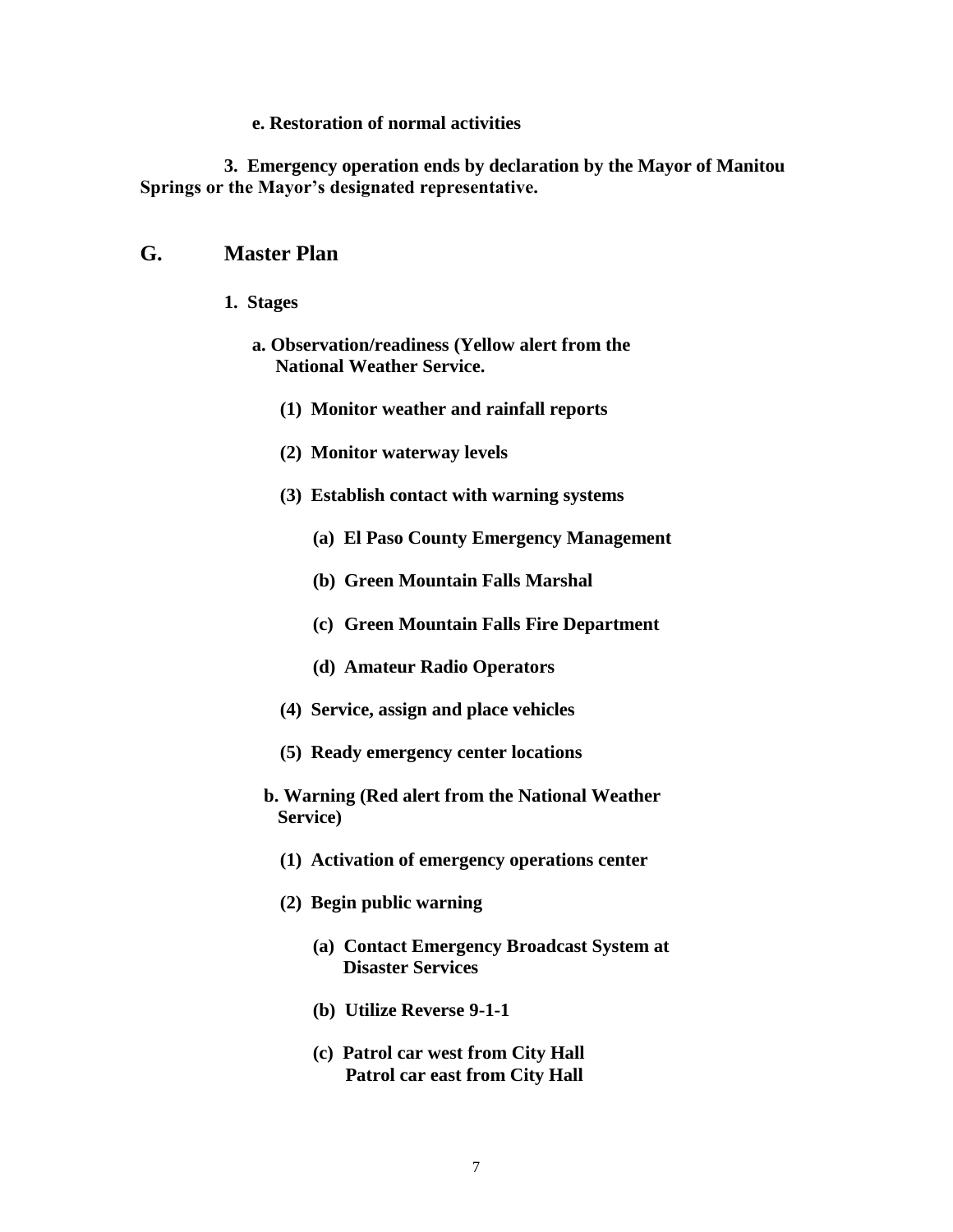**e. Restoration of normal activities**

**3. Emergency operation ends by declaration by the Mayor of Manitou Springs or the Mayor's designated representative.**

## G. Master Plan

**1. Stages**

**a. Observation/readiness (Yellow alert from the National Weather Service.**

**(1) Monitor weather and rainfall reports**

**(2) Monitor waterway levels**

**(3) Establish contact with warning systems**

**(a) El Paso County Emergency Management**

**(b) Green Mountain Falls Marshal**

**(c) Green Mountain Falls Fire Department**

**(d) Amateur Radio Operators**

**(4) Service, assign and place vehicles**

**(5) Ready emergency center locations**

**b. Warning (Red alert from the National Weather Service)**

**(1) Activation of emergency operations center**

**(2) Begin public warning**

**(a) Contact Emergency Broadcast System at Disaster Services**

**(b) Utilize Reverse 9-1-1**

**(c) Patrol car west from City Hall**
**Patrol car east from City Hall**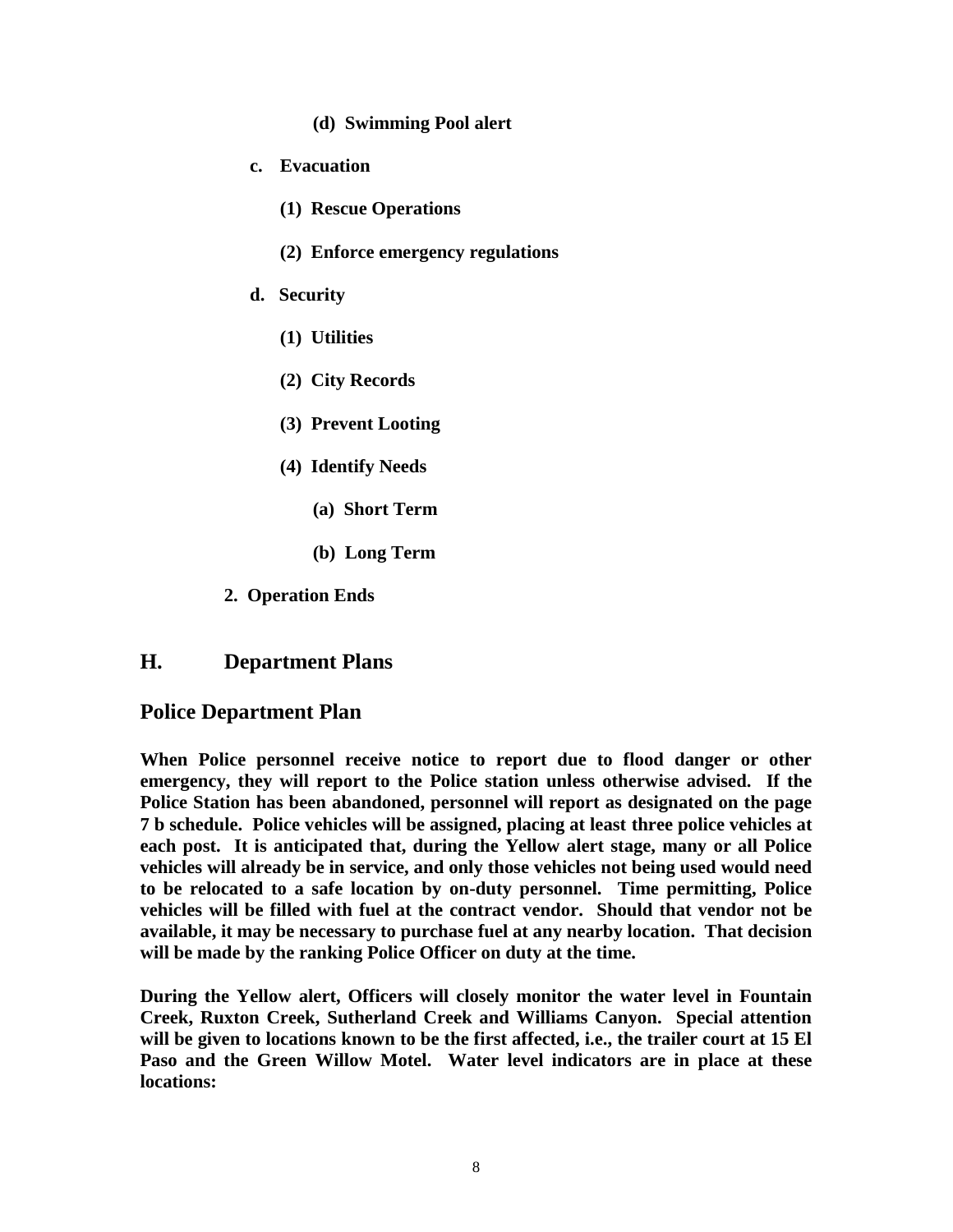**(d) Swimming Pool alert**

**c. Evacuation**

**(1) Rescue Operations**

**(2) Enforce emergency regulations**

**d. Security**

**(1) Utilities**

**(2) City Records**

**(3) Prevent Looting**

**(4) Identify Needs**

**(a) Short Term**

**(b) Long Term**

**2. Operation Ends**

## H. Department Plans

## Police Department Plan

**When Police personnel receive notice to report due to flood danger or other emergency, they will report to the Police station unless otherwise advised. If the Police Station has been abandoned, personnel will report as designated on the page 7 b schedule. Police vehicles will be assigned, placing at least three police vehicles at each post. It is anticipated that, during the Yellow alert stage, many or all Police vehicles will already be in service, and only those vehicles not being used would need to be relocated to a safe location by on-duty personnel. Time permitting, Police vehicles will be filled with fuel at the contract vendor. Should that vendor not be available, it may be necessary to purchase fuel at any nearby location. That decision will be made by the ranking Police Officer on duty at the time.**

**During the Yellow alert, Officers will closely monitor the water level in Fountain Creek, Ruxton Creek, Sutherland Creek and Williams Canyon. Special attention will be given to locations known to be the first affected, i.e., the trailer court at 15 El Paso and the Green Willow Motel. Water level indicators are in place at these locations:**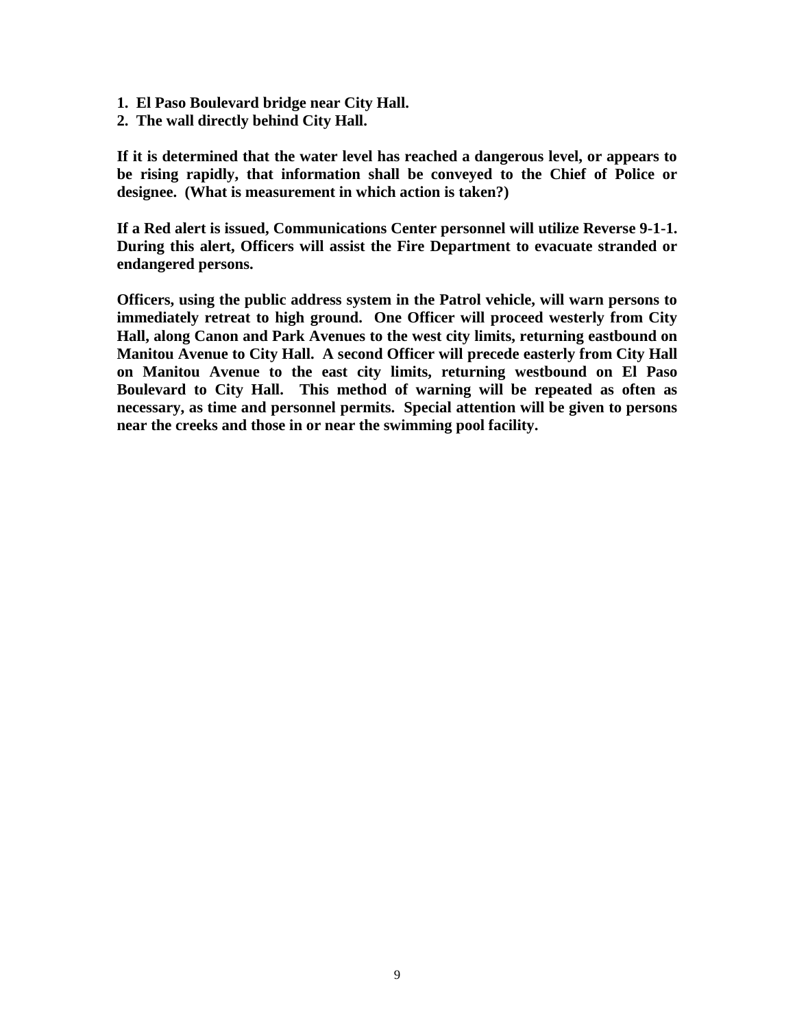**1. El Paso Boulevard bridge near City Hall.**
**2. The wall directly behind City Hall.**

**If it is determined that the water level has reached a dangerous level, or appears to be rising rapidly, that information shall be conveyed to the Chief of Police or designee. (What is measurement in which action is taken?)**

**If a Red alert is issued, Communications Center personnel will utilize Reverse 9-1-1. During this alert, Officers will assist the Fire Department to evacuate stranded or endangered persons.**

**Officers, using the public address system in the Patrol vehicle, will warn persons to immediately retreat to high ground. One Officer will proceed westerly from City Hall, along Canon and Park Avenues to the west city limits, returning eastbound on Manitou Avenue to City Hall. A second Officer will precede easterly from City Hall on Manitou Avenue to the east city limits, returning westbound on El Paso Boulevard to City Hall. This method of warning will be repeated as often as necessary, as time and personnel permits. Special attention will be given to persons near the creeks and those in or near the swimming pool facility.**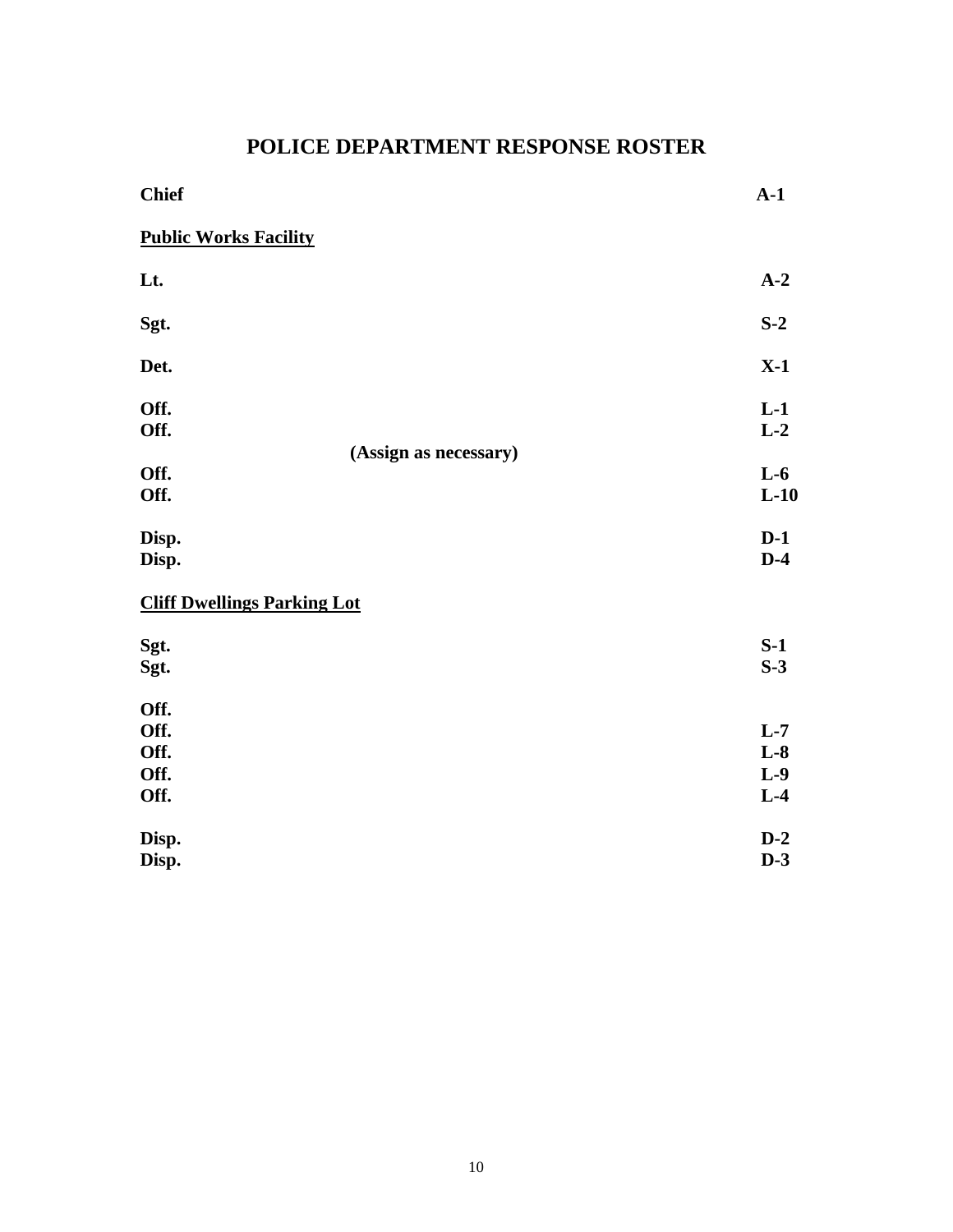# POLICE DEPARTMENT RESPONSE ROSTER

| | |
|---|---|
| **Chief** | **A-1** |
| **Public Works Facility** | |
| **Lt.** | **A-2** |
| **Sgt.** | **S-2** |
| **Det.** | **X-1** |
| **Off.** | **L-1** |
| **Off.** | **L-2** |
| **(Assign as necessary)** | |
| **Off.** | **L-6** |
| **Off.** | **L-10** |
| **Disp.** | **D-1** |
| **Disp.** | **D-4** |
| **Cliff Dwellings Parking Lot** | |
| **Sgt.** | **S-1** |
| **Sgt.** | **S-3** |
| **Off.** | |
| **Off.** | **L-7** |
| **Off.** | **L-8** |
| **Off.** | **L-9** |
| **Off.** | **L-4** |
| **Disp.** | **D-2** |
| **Disp.** | **D-3** |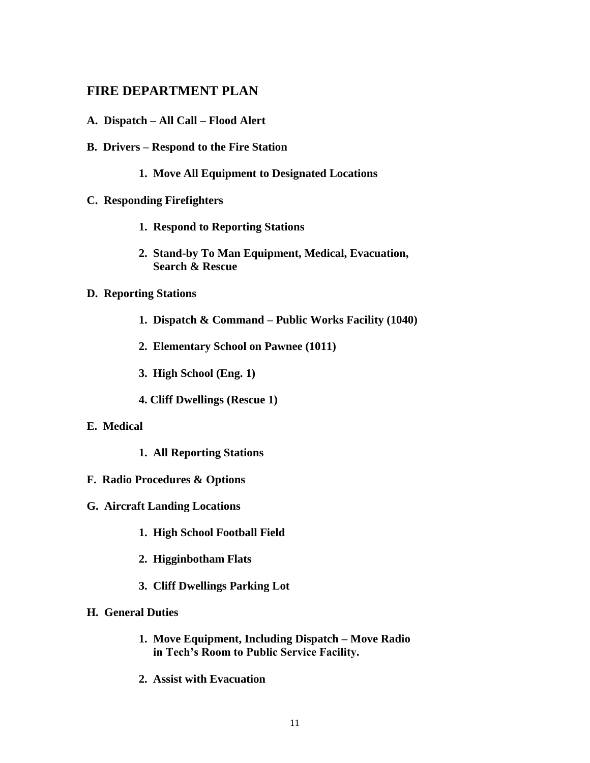## FIRE DEPARTMENT PLAN

**A. Dispatch – All Call – Flood Alert**

**B. Drivers – Respond to the Fire Station**

> **1. Move All Equipment to Designated Locations**

**C. Responding Firefighters**

> **1. Respond to Reporting Stations**
>
> **2. Stand-by To Man Equipment, Medical, Evacuation, Search & Rescue**

**D. Reporting Stations**

> **1. Dispatch & Command – Public Works Facility (1040)**
>
> **2. Elementary School on Pawnee (1011)**
>
> **3. High School (Eng. 1)**
>
> **4. Cliff Dwellings (Rescue 1)**

**E. Medical**

> **1. All Reporting Stations**

**F. Radio Procedures & Options**

**G. Aircraft Landing Locations**

> **1. High School Football Field**
>
> **2. Higginbotham Flats**
>
> **3. Cliff Dwellings Parking Lot**

**H. General Duties**

> **1. Move Equipment, Including Dispatch – Move Radio in Tech's Room to Public Service Facility.**
>
> **2. Assist with Evacuation**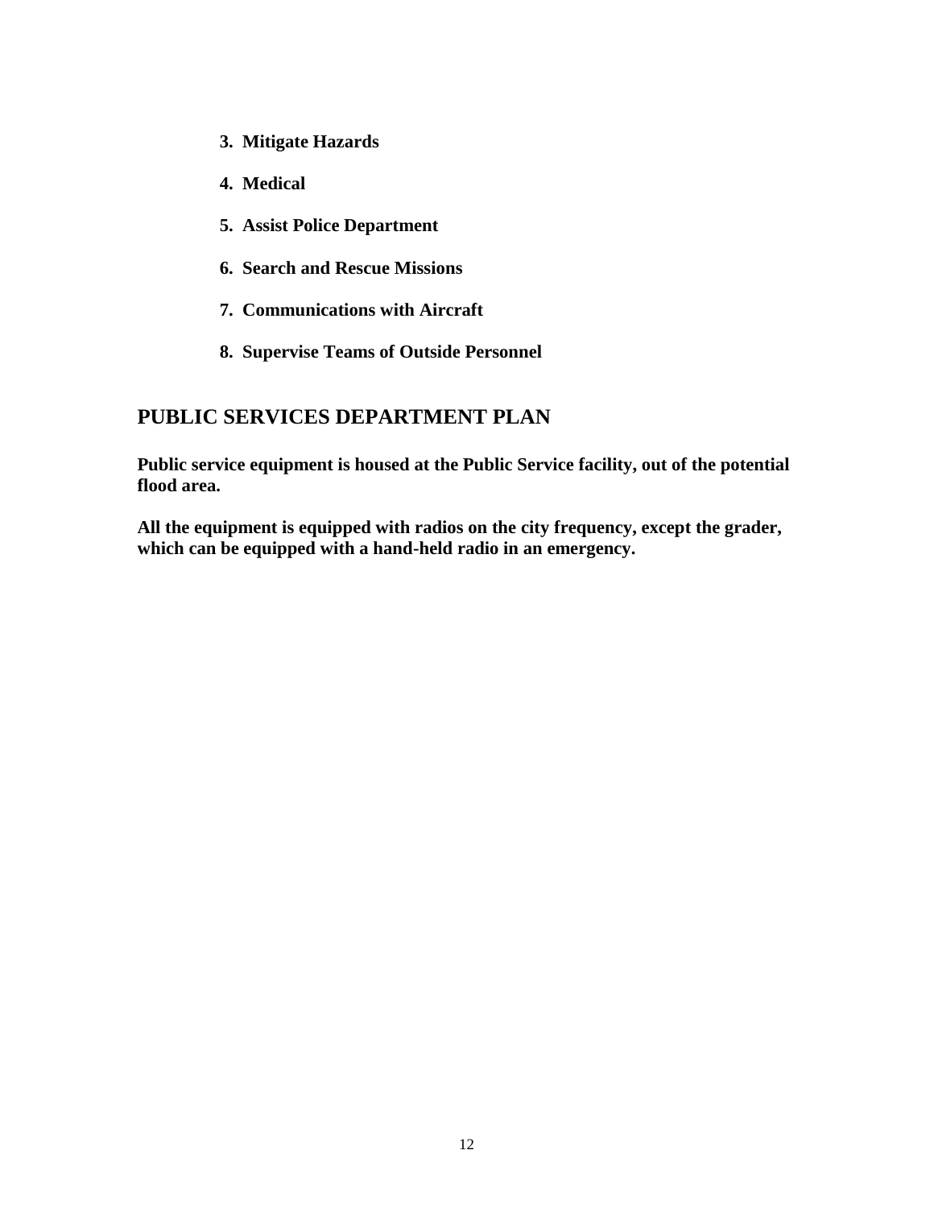3. **Mitigate Hazards**

4. **Medical**

5. **Assist Police Department**

6. **Search and Rescue Missions**

7. **Communications with Aircraft**

8. **Supervise Teams of Outside Personnel**

## PUBLIC SERVICES DEPARTMENT PLAN

**Public service equipment is housed at the Public Service facility, out of the potential flood area.**

**All the equipment is equipped with radios on the city frequency, except the grader, which can be equipped with a hand-held radio in an emergency.**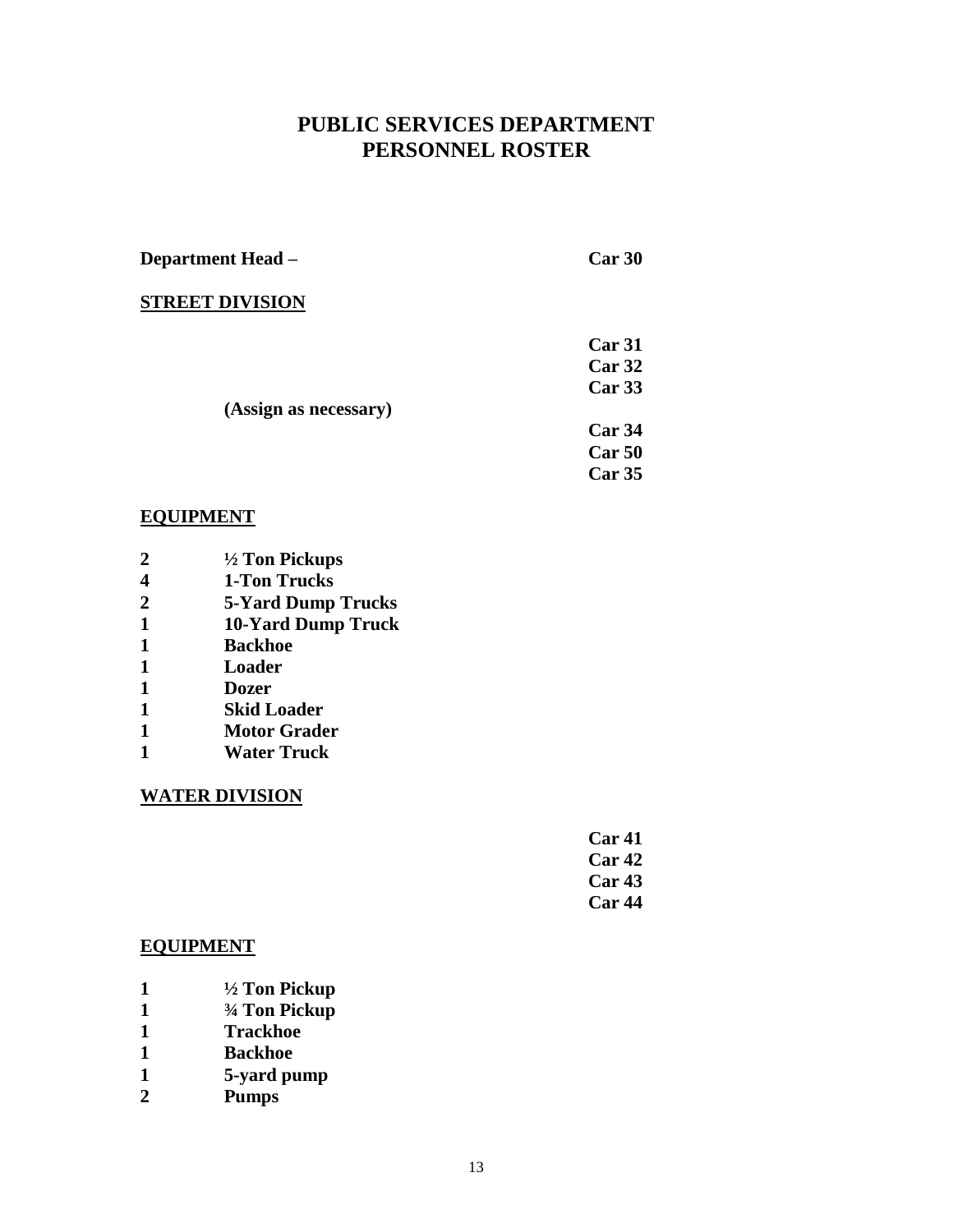# PUBLIC SERVICES DEPARTMENT
# PERSONNEL ROSTER

**Department Head –** **Car 30**

## STREET DIVISION

**Car 31**
**Car 32**
**Car 33**

**(Assign as necessary)**

**Car 34**
**Car 50**
**Car 35**

## EQUIPMENT

| | |
|---|---|
| **2** | **½ Ton Pickups** |
| **4** | **1-Ton Trucks** |
| **2** | **5-Yard Dump Trucks** |
| **1** | **10-Yard Dump Truck** |
| **1** | **Backhoe** |
| **1** | **Loader** |
| **1** | **Dozer** |
| **1** | **Skid Loader** |
| **1** | **Motor Grader** |
| **1** | **Water Truck** |

## WATER DIVISION

**Car 41**
**Car 42**
**Car 43**
**Car 44**

## EQUIPMENT

| | |
|---|---|
| **1** | **½ Ton Pickup** |
| **1** | **¾ Ton Pickup** |
| **1** | **Trackhoe** |
| **1** | **Backhoe** |
| **1** | **5-yard pump** |
| **2** | **Pumps** |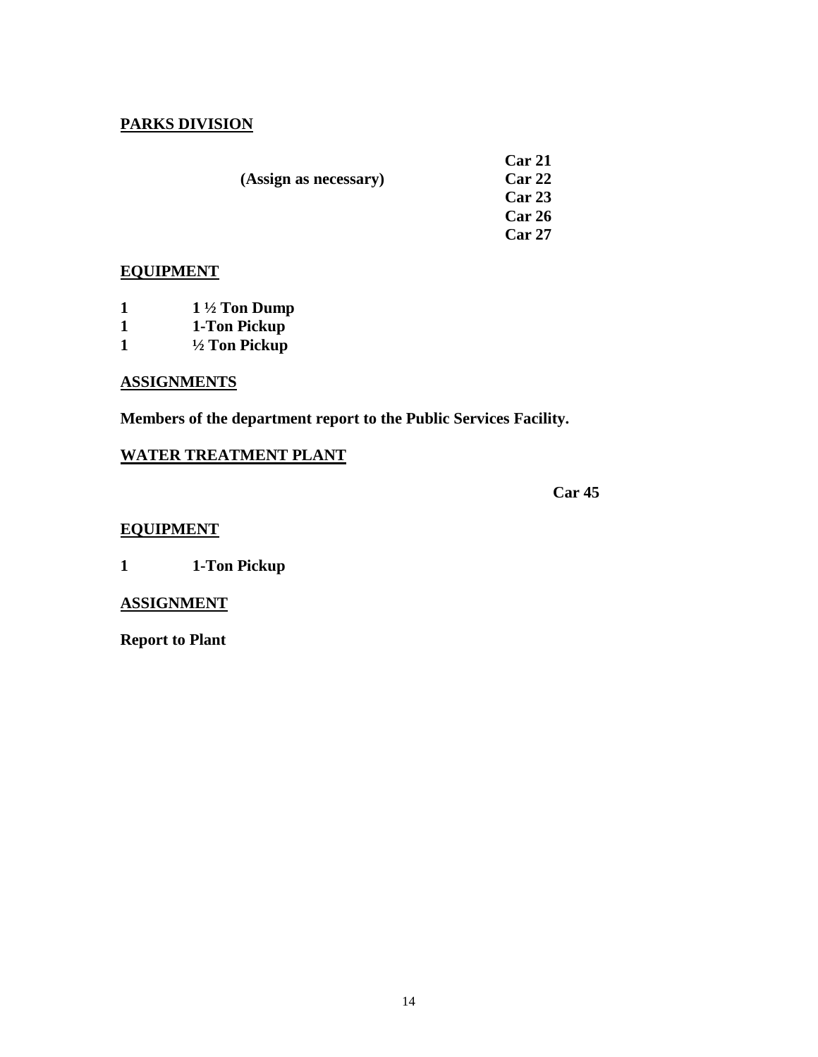**PARKS DIVISION**

**(Assign as necessary)**

**Car 21**
**Car 22**
**Car 23**
**Car 26**
**Car 27**

**EQUIPMENT**

**1 1 ½ Ton Dump**
**1 1-Ton Pickup**
**1 ½ Ton Pickup**

**ASSIGNMENTS**

**Members of the department report to the Public Services Facility.**

**WATER TREATMENT PLANT**

**Car 45**

**EQUIPMENT**

**1 1-Ton Pickup**

**ASSIGNMENT**

**Report to Plant**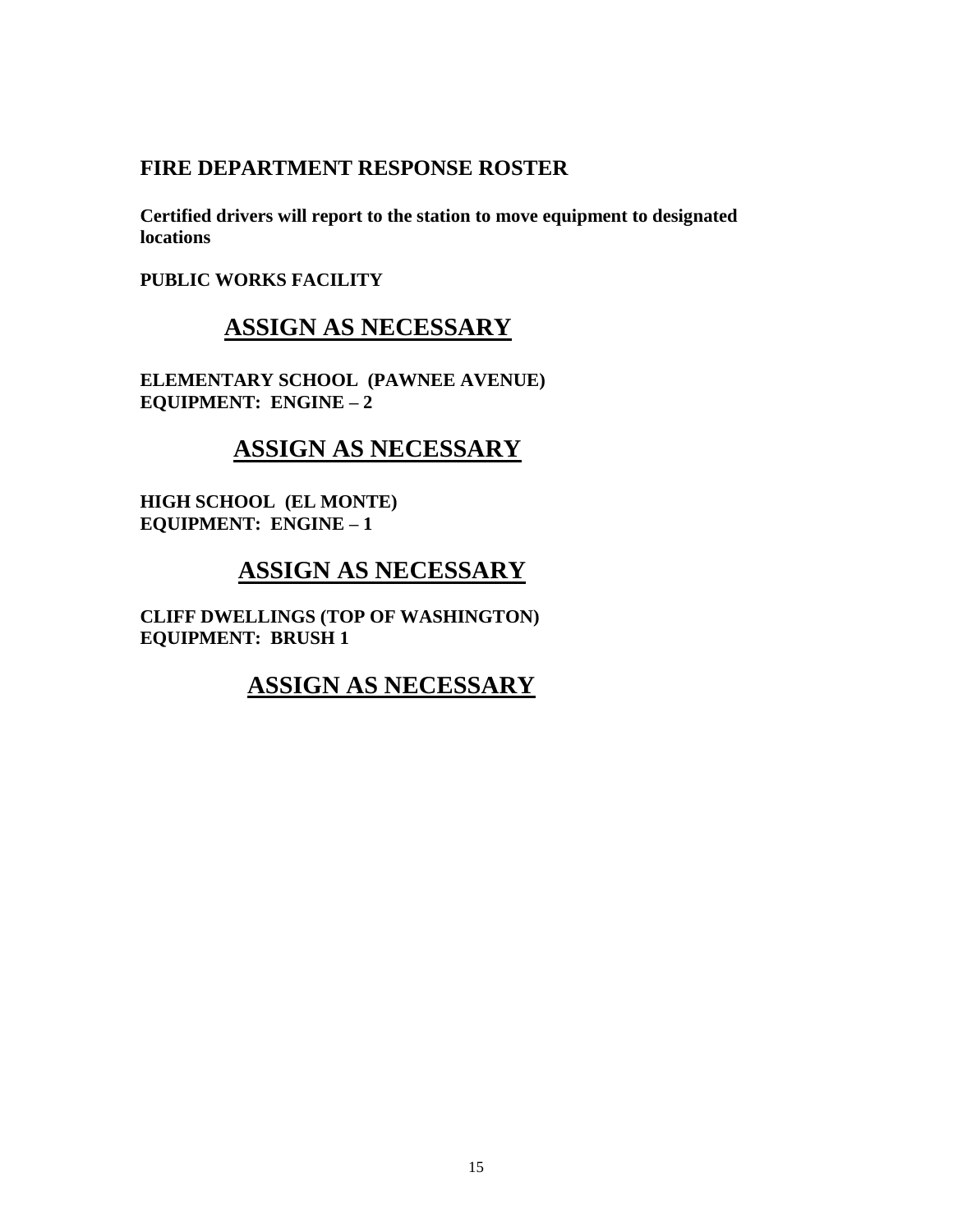## FIRE DEPARTMENT RESPONSE ROSTER

**Certified drivers will report to the station to move equipment to designated locations**

**PUBLIC WORKS FACILITY**

## ASSIGN AS NECESSARY

**ELEMENTARY SCHOOL (PAWNEE AVENUE)**
**EQUIPMENT: ENGINE – 2**

## ASSIGN AS NECESSARY

**HIGH SCHOOL (EL MONTE)**
**EQUIPMENT: ENGINE – 1**

## ASSIGN AS NECESSARY

**CLIFF DWELLINGS (TOP OF WASHINGTON)**
**EQUIPMENT: BRUSH 1**

## ASSIGN AS NECESSARY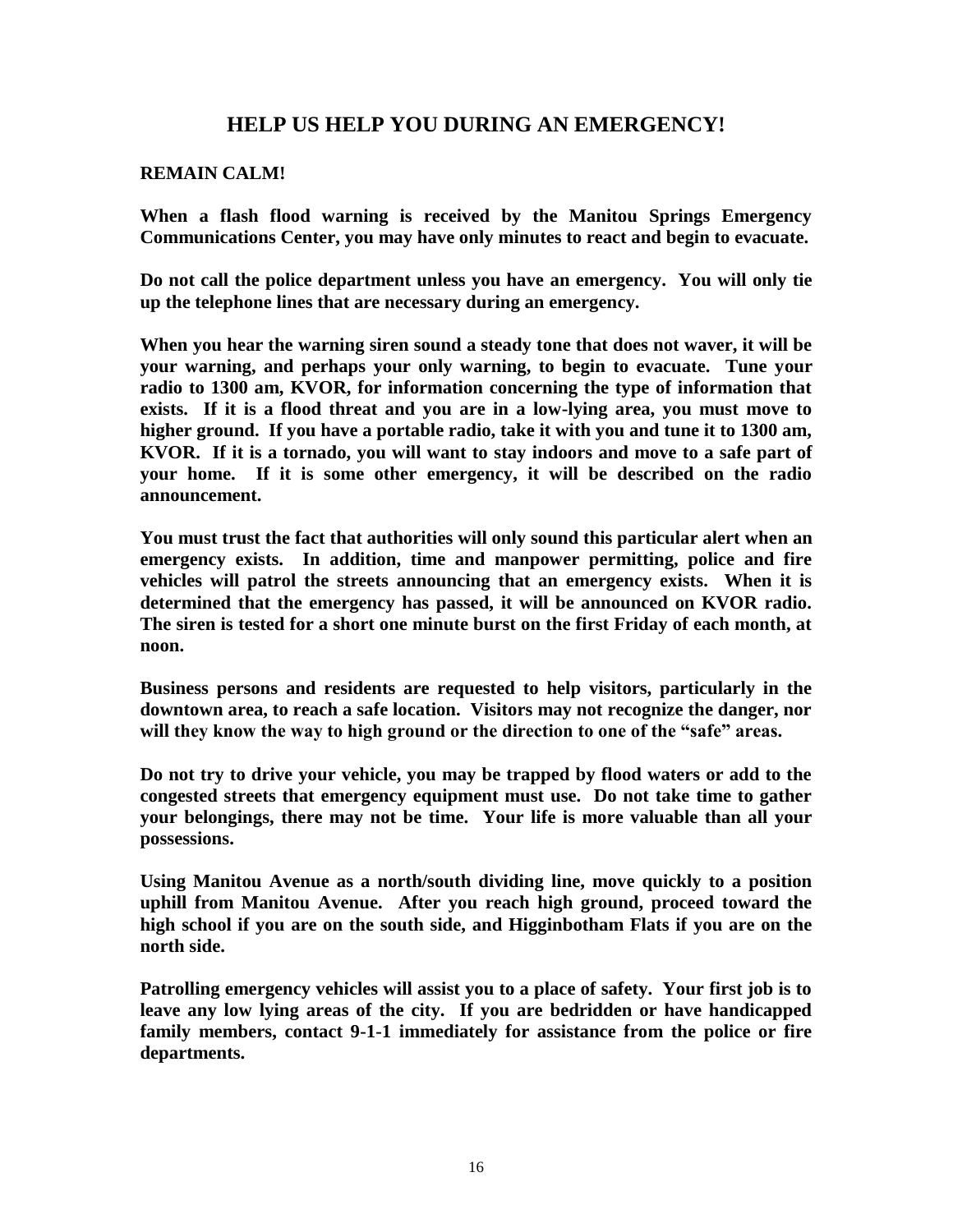# HELP US HELP YOU DURING AN EMERGENCY!

**REMAIN CALM!**

**When a flash flood warning is received by the Manitou Springs Emergency Communications Center, you may have only minutes to react and begin to evacuate.**

**Do not call the police department unless you have an emergency. You will only tie up the telephone lines that are necessary during an emergency.**

**When you hear the warning siren sound a steady tone that does not waver, it will be your warning, and perhaps your only warning, to begin to evacuate. Tune your radio to 1300 am, KVOR, for information concerning the type of information that exists. If it is a flood threat and you are in a low-lying area, you must move to higher ground. If you have a portable radio, take it with you and tune it to 1300 am, KVOR. If it is a tornado, you will want to stay indoors and move to a safe part of your home. If it is some other emergency, it will be described on the radio announcement.**

**You must trust the fact that authorities will only sound this particular alert when an emergency exists. In addition, time and manpower permitting, police and fire vehicles will patrol the streets announcing that an emergency exists. When it is determined that the emergency has passed, it will be announced on KVOR radio. The siren is tested for a short one minute burst on the first Friday of each month, at noon.**

**Business persons and residents are requested to help visitors, particularly in the downtown area, to reach a safe location. Visitors may not recognize the danger, nor will they know the way to high ground or the direction to one of the "safe" areas.**

**Do not try to drive your vehicle, you may be trapped by flood waters or add to the congested streets that emergency equipment must use. Do not take time to gather your belongings, there may not be time. Your life is more valuable than all your possessions.**

**Using Manitou Avenue as a north/south dividing line, move quickly to a position uphill from Manitou Avenue. After you reach high ground, proceed toward the high school if you are on the south side, and Higginbotham Flats if you are on the north side.**

**Patrolling emergency vehicles will assist you to a place of safety. Your first job is to leave any low lying areas of the city. If you are bedridden or have handicapped family members, contact 9-1-1 immediately for assistance from the police or fire departments.**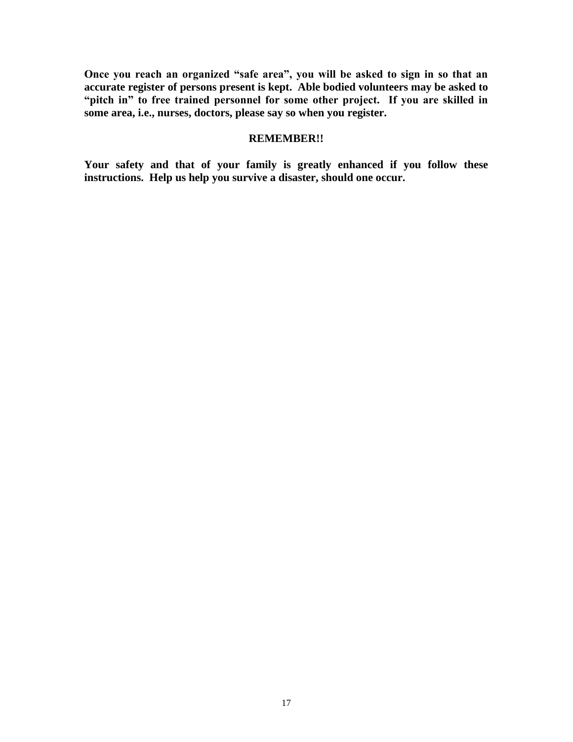**Once you reach an organized "safe area", you will be asked to sign in so that an accurate register of persons present is kept. Able bodied volunteers may be asked to "pitch in" to free trained personnel for some other project. If you are skilled in some area, i.e., nurses, doctors, please say so when you register.**

**REMEMBER!!**

**Your safety and that of your family is greatly enhanced if you follow these instructions. Help us help you survive a disaster, should one occur.**